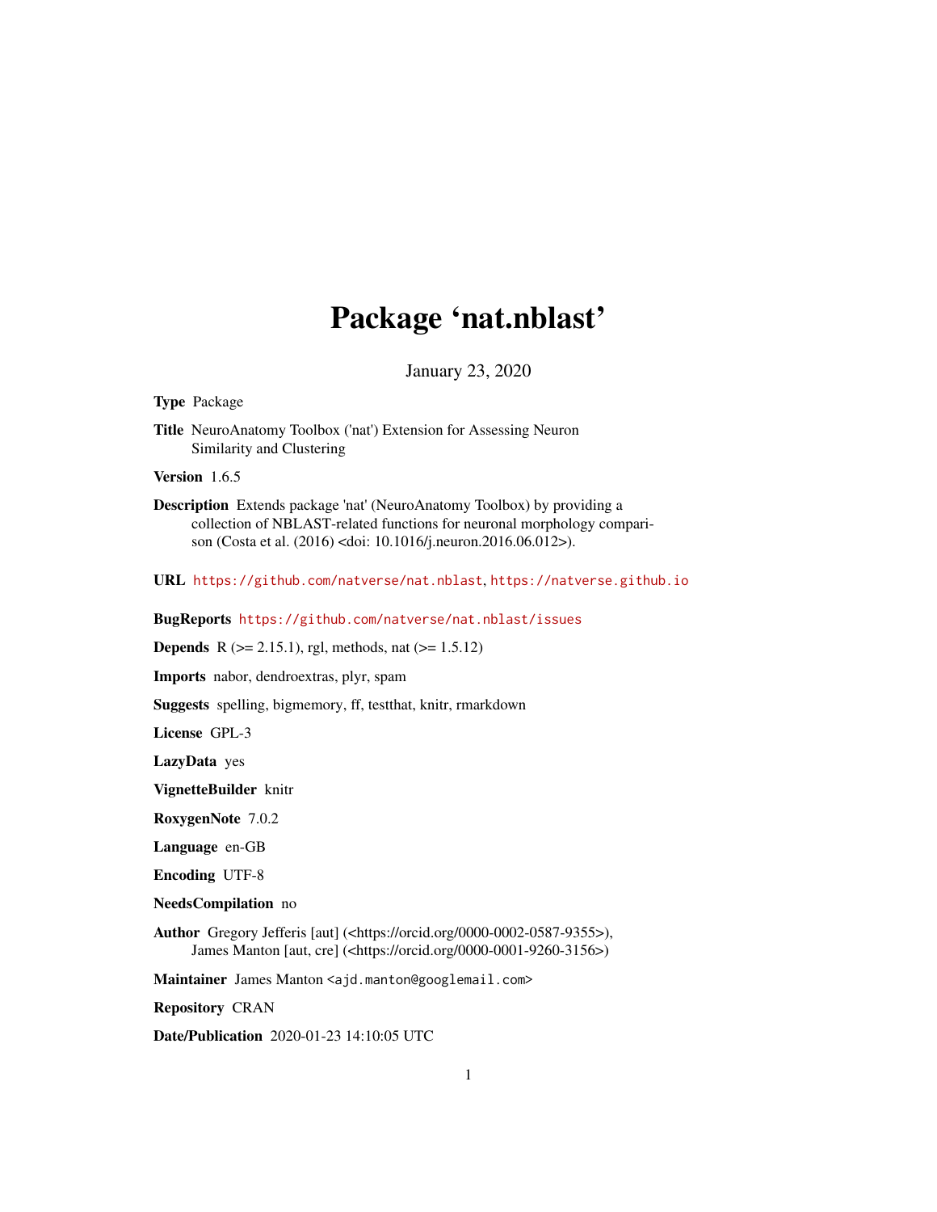# Package 'nat.nblast'

January 23, 2020

**Type** Package

**Title** NeuroAnatomy Toolbox ('nat') Extension for Assessing Neuron Similarity and Clustering

**Version** 1.6.5

**Description** Extends package 'nat' (NeuroAnatomy Toolbox) by providing a collection of NBLAST-related functions for neuronal morphology comparison (Costa et al. (2016) <doi: 10.1016/j.neuron.2016.06.012>).

**URL** https://github.com/natverse/nat.nblast, https://natverse.github.io

**BugReports** https://github.com/natverse/nat.nblast/issues

**Depends** R (>= 2.15.1), rgl, methods, nat (>= 1.5.12)

**Imports** nabor, dendroextras, plyr, spam

**Suggests** spelling, bigmemory, ff, testthat, knitr, rmarkdown

**License** GPL-3

**LazyData** yes

**VignetteBuilder** knitr

**RoxygenNote** 7.0.2

**Language** en-GB

**Encoding** UTF-8

**NeedsCompilation** no

**Author** Gregory Jefferis [aut] (<https://orcid.org/0000-0002-0587-9355>), James Manton [aut, cre] (<https://orcid.org/0000-0001-9260-3156>)

**Maintainer** James Manton <ajd.manton@googlemail.com>

**Repository** CRAN

**Date/Publication** 2020-01-23 14:10:05 UTC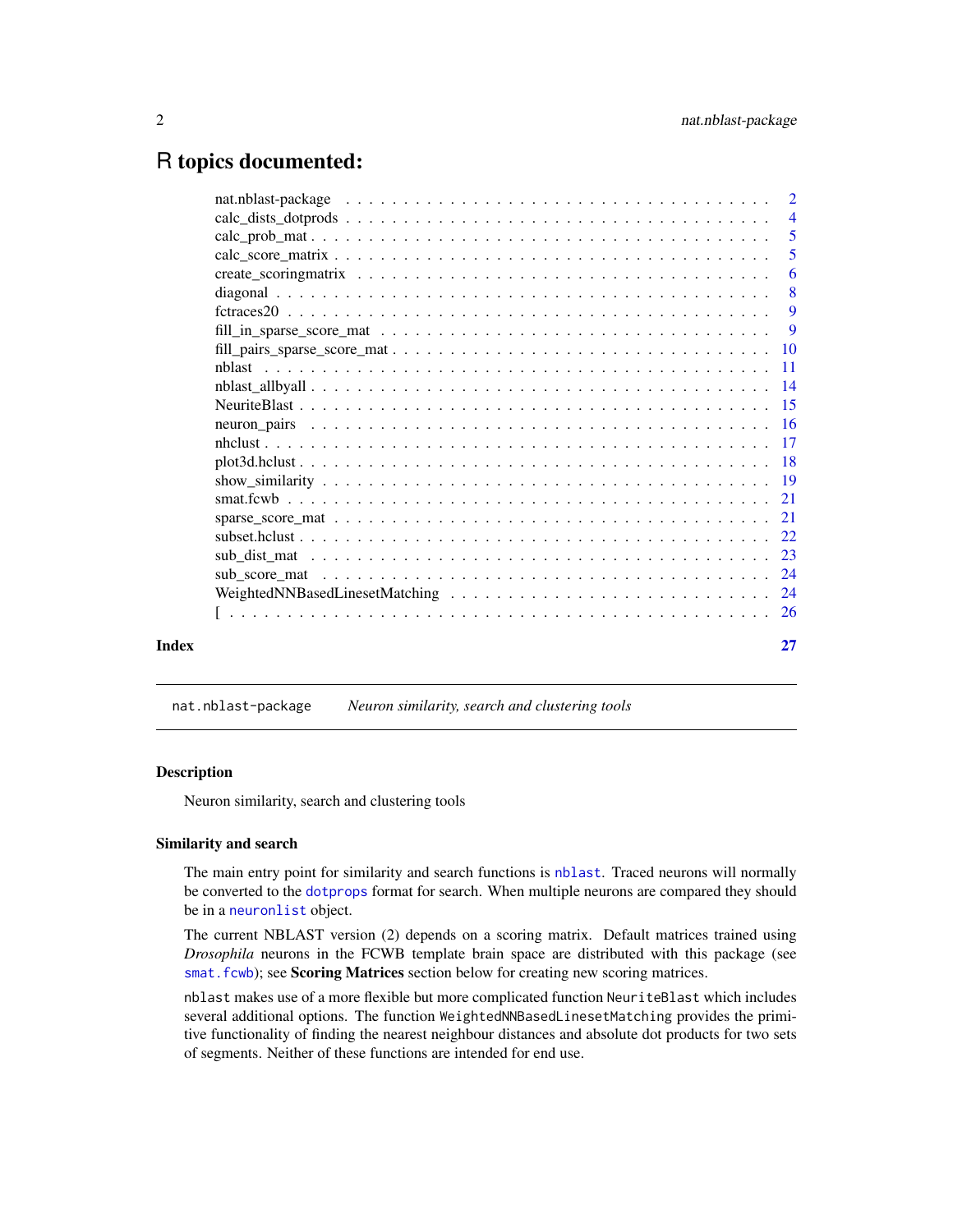# R topics documented:

| | |
|---|---|
| nat.nblast-package | 2 |
| calc_dists_dotprods | 4 |
| calc_prob_mat | 5 |
| calc_score_matrix | 5 |
| create_scoringmatrix | 6 |
| diagonal | 8 |
| fctraces20 | 9 |
| fill_in_sparse_score_mat | 9 |
| fill_pairs_sparse_score_mat | 10 |
| nblast | 11 |
| nblast_allbyall | 14 |
| NeuriteBlast | 15 |
| neuron_pairs | 16 |
| nhclust | 17 |
| plot3d.hclust | 18 |
| show_similarity | 19 |
| smat.fcwb | 21 |
| sparse_score_mat | 21 |
| subset.hclust | 22 |
| sub_dist_mat | 23 |
| sub_score_mat | 24 |
| WeightedNNBasedLinesetMatching | 24 |
| [ | 26 |

**Index** 27

---

`nat.nblast-package` *Neuron similarity, search and clustering tools*

---

### Description

Neuron similarity, search and clustering tools

### Similarity and search

The main entry point for similarity and search functions is `nblast`. Traced neurons will normally be converted to the `dotprops` format for search. When multiple neurons are compared they should be in a `neuronlist` object.

The current NBLAST version (2) depends on a scoring matrix. Default matrices trained using *Drosophila* neurons in the FCWB template brain space are distributed with this package (see `smat.fcwb`); see **Scoring Matrices** section below for creating new scoring matrices.

`nblast` makes use of a more flexible but more complicated function `NeuriteBlast` which includes several additional options. The function `WeightedNNBasedLinesetMatching` provides the primitive functionality of finding the nearest neighbour distances and absolute dot products for two sets of segments. Neither of these functions are intended for end use.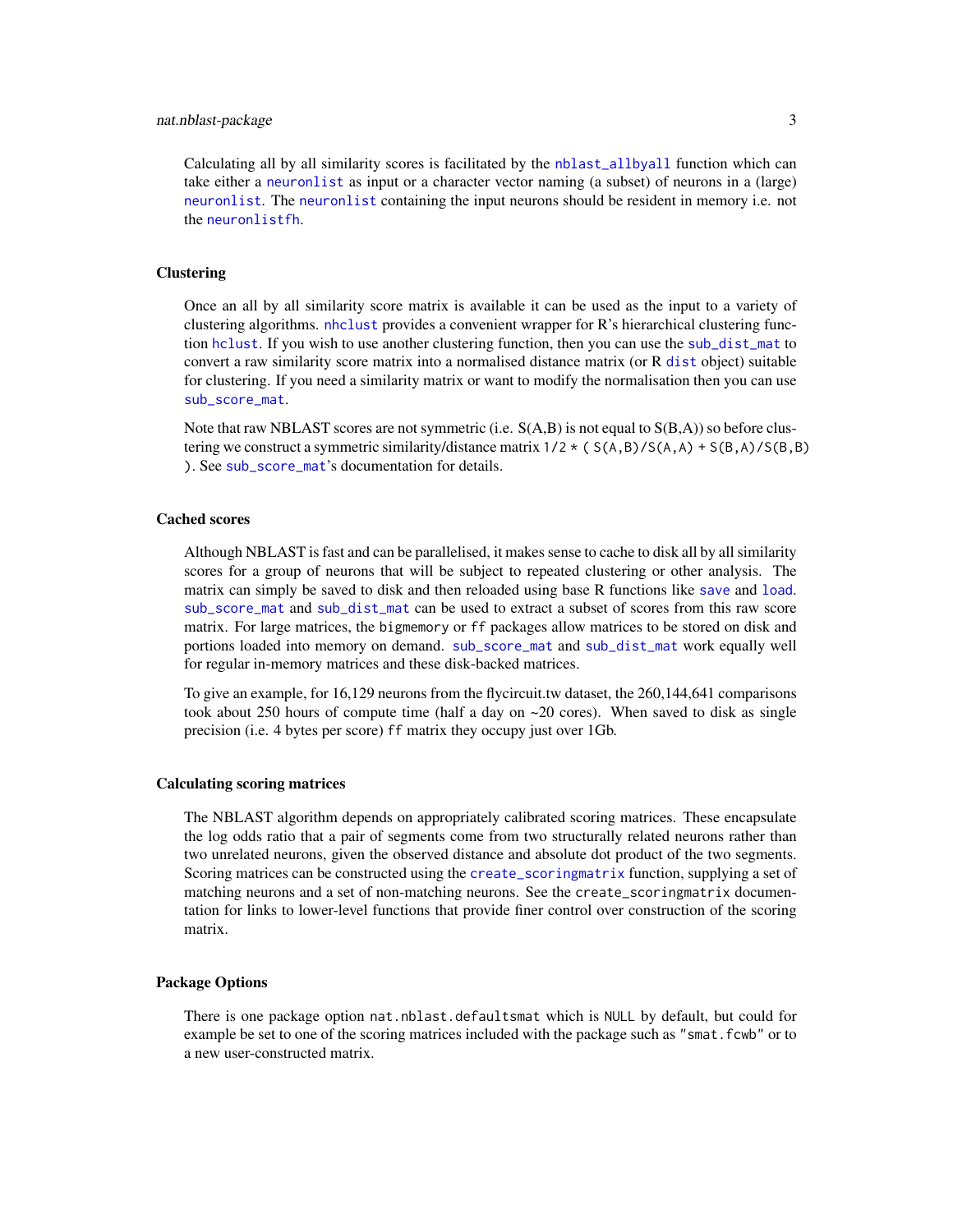Calculating all by all similarity scores is facilitated by the `nblast_allbyall` function which can take either a `neuronlist` as input or a character vector naming (a subset) of neurons in a (large) `neuronlist`. The `neuronlist` containing the input neurons should be resident in memory i.e. not the `neuronlistfh`.

### Clustering

Once an all by all similarity score matrix is available it can be used as the input to a variety of clustering algorithms. `nhclust` provides a convenient wrapper for R's hierarchical clustering function `hclust`. If you wish to use another clustering function, then you can use the `sub_dist_mat` to convert a raw similarity score matrix into a normalised distance matrix (or R `dist` object) suitable for clustering. If you need a similarity matrix or want to modify the normalisation then you can use `sub_score_mat`.

Note that raw NBLAST scores are not symmetric (i.e. S(A,B) is not equal to S(B,A)) so before clustering we construct a symmetric similarity/distance matrix `1/2 * ( S(A,B)/S(A,A) + S(B,A)/S(B,B) )`. See `sub_score_mat`'s documentation for details.

### Cached scores

Although NBLAST is fast and can be parallelised, it makes sense to cache to disk all by all similarity scores for a group of neurons that will be subject to repeated clustering or other analysis. The matrix can simply be saved to disk and then reloaded using base R functions like `save` and `load`. `sub_score_mat` and `sub_dist_mat` can be used to extract a subset of scores from this raw score matrix. For large matrices, the `bigmemory` or `ff` packages allow matrices to be stored on disk and portions loaded into memory on demand. `sub_score_mat` and `sub_dist_mat` work equally well for regular in-memory matrices and these disk-backed matrices.

To give an example, for 16,129 neurons from the flycircuit.tw dataset, the 260,144,641 comparisons took about 250 hours of compute time (half a day on ~20 cores). When saved to disk as single precision (i.e. 4 bytes per score) `ff` matrix they occupy just over 1Gb.

### Calculating scoring matrices

The NBLAST algorithm depends on appropriately calibrated scoring matrices. These encapsulate the log odds ratio that a pair of segments come from two structurally related neurons rather than two unrelated neurons, given the observed distance and absolute dot product of the two segments. Scoring matrices can be constructed using the `create_scoringmatrix` function, supplying a set of matching neurons and a set of non-matching neurons. See the `create_scoringmatrix` documentation for links to lower-level functions that provide finer control over construction of the scoring matrix.

### Package Options

There is one package option `nat.nblast.defaultsmat` which is `NULL` by default, but could for example be set to one of the scoring matrices included with the package such as `"smat.fcwb"` or to a new user-constructed matrix.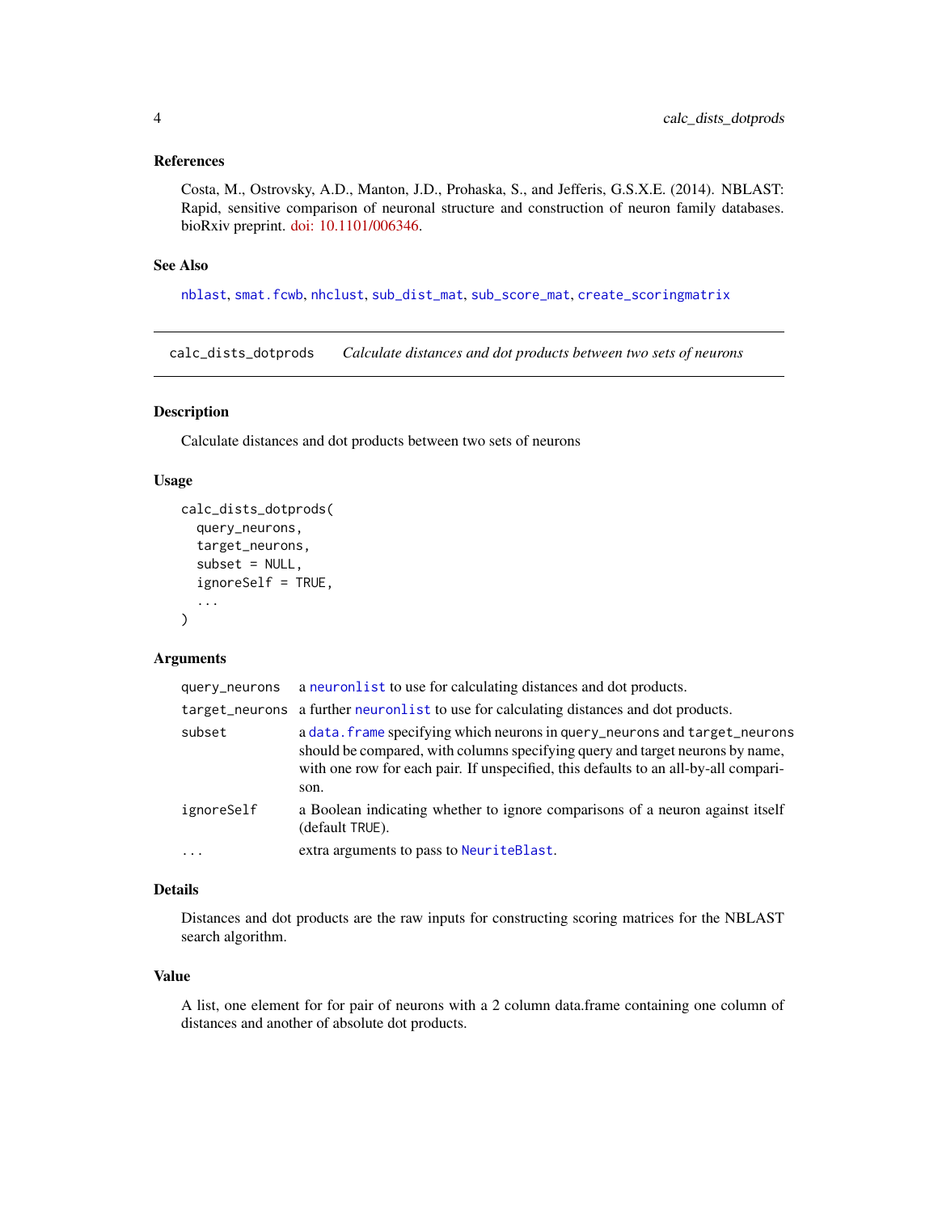### References

Costa, M., Ostrovsky, A.D., Manton, J.D., Prohaska, S., and Jefferis, G.S.X.E. (2014). NBLAST: Rapid, sensitive comparison of neuronal structure and construction of neuron family databases. bioRxiv preprint. doi: 10.1101/006346.

### See Also

nblast, smat.fcwb, nhclust, sub_dist_mat, sub_score_mat, create_scoringmatrix

---

## calc_dists_dotprods *Calculate distances and dot products between two sets of neurons*

### Description

Calculate distances and dot products between two sets of neurons

### Usage

```
calc_dists_dotprods(
  query_neurons,
  target_neurons,
  subset = NULL,
  ignoreSelf = TRUE,
  ...
)
```

### Arguments

| | |
|---|---|
| query_neurons | a neuronlist to use for calculating distances and dot products. |
| target_neurons | a further neuronlist to use for calculating distances and dot products. |
| subset | a data.frame specifying which neurons in query_neurons and target_neurons should be compared, with columns specifying query and target neurons by name, with one row for each pair. If unspecified, this defaults to an all-by-all comparison. |
| ignoreSelf | a Boolean indicating whether to ignore comparisons of a neuron against itself (default TRUE). |
| ... | extra arguments to pass to NeuriteBlast. |

### Details

Distances and dot products are the raw inputs for constructing scoring matrices for the NBLAST search algorithm.

### Value

A list, one element for for pair of neurons with a 2 column data.frame containing one column of distances and another of absolute dot products.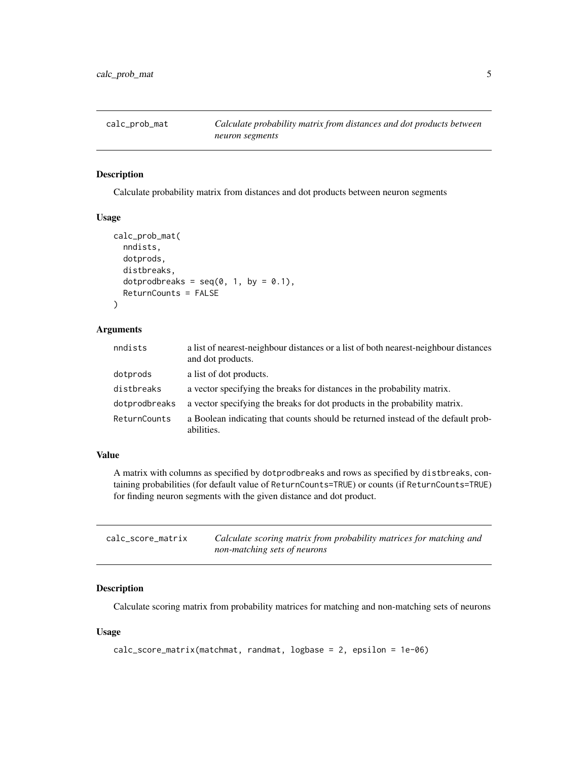## calc_prob_mat

*Calculate probability matrix from distances and dot products between neuron segments*

### Description

Calculate probability matrix from distances and dot products between neuron segments

### Usage

```
calc_prob_mat(
  nndists,
  dotprods,
  distbreaks,
  dotprodbreaks = seq(0, 1, by = 0.1),
  ReturnCounts = FALSE
)
```

### Arguments

| | |
|---|---|
| nndists | a list of nearest-neighbour distances or a list of both nearest-neighbour distances and dot products. |
| dotprods | a list of dot products. |
| distbreaks | a vector specifying the breaks for distances in the probability matrix. |
| dotprodbreaks | a vector specifying the breaks for dot products in the probability matrix. |
| ReturnCounts | a Boolean indicating that counts should be returned instead of the default probabilities. |

### Value

A matrix with columns as specified by `dotprodbreaks` and rows as specified by `distbreaks`, containing probabilities (for default value of `ReturnCounts=TRUE`) or counts (if `ReturnCounts=TRUE`) for finding neuron segments with the given distance and dot product.

## calc_score_matrix

*Calculate scoring matrix from probability matrices for matching and non-matching sets of neurons*

### Description

Calculate scoring matrix from probability matrices for matching and non-matching sets of neurons

### Usage

```
calc_score_matrix(matchmat, randmat, logbase = 2, epsilon = 1e-06)
```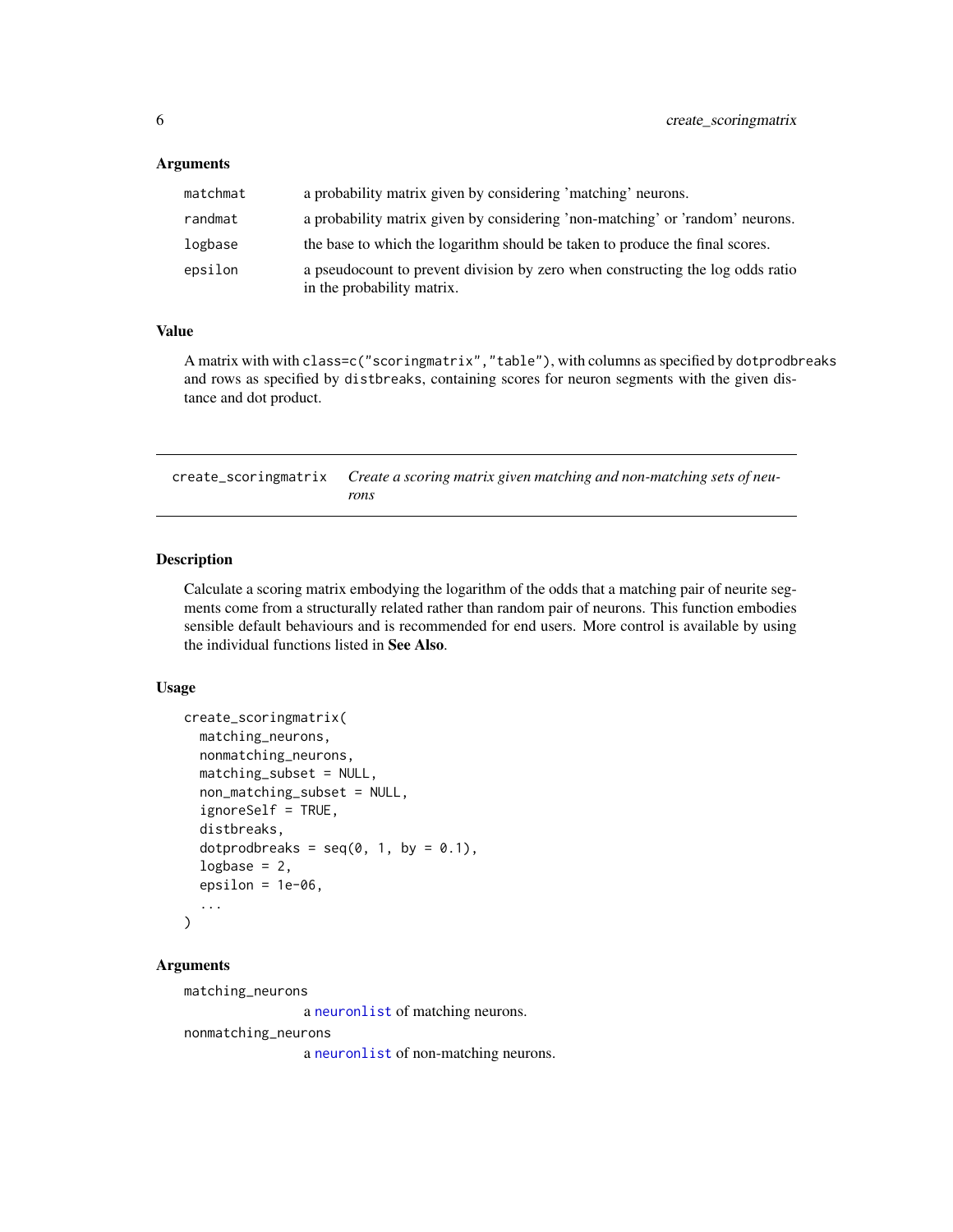## Arguments

| | |
|---|---|
| matchmat | a probability matrix given by considering 'matching' neurons. |
| randmat | a probability matrix given by considering 'non-matching' or 'random' neurons. |
| logbase | the base to which the logarithm should be taken to produce the final scores. |
| epsilon | a pseudocount to prevent division by zero when constructing the log odds ratio in the probability matrix. |

## Value

A matrix with with `class=c("scoringmatrix","table")`, with columns as specified by `dotprodbreaks` and rows as specified by `distbreaks`, containing scores for neuron segments with the given distance and dot product.

---

`create_scoringmatrix` *Create a scoring matrix given matching and non-matching sets of neurons*

---

## Description

Calculate a scoring matrix embodying the logarithm of the odds that a matching pair of neurite segments come from a structurally related rather than random pair of neurons. This function embodies sensible default behaviours and is recommended for end users. More control is available by using the individual functions listed in **See Also**.

## Usage

```
create_scoringmatrix(
  matching_neurons,
  nonmatching_neurons,
  matching_subset = NULL,
  non_matching_subset = NULL,
  ignoreSelf = TRUE,
  distbreaks,
  dotprodbreaks = seq(0, 1, by = 0.1),
  logbase = 2,
  epsilon = 1e-06,
  ...
)
```

## Arguments

`matching_neurons`
a `neuronlist` of matching neurons.

`nonmatching_neurons`
a `neuronlist` of non-matching neurons.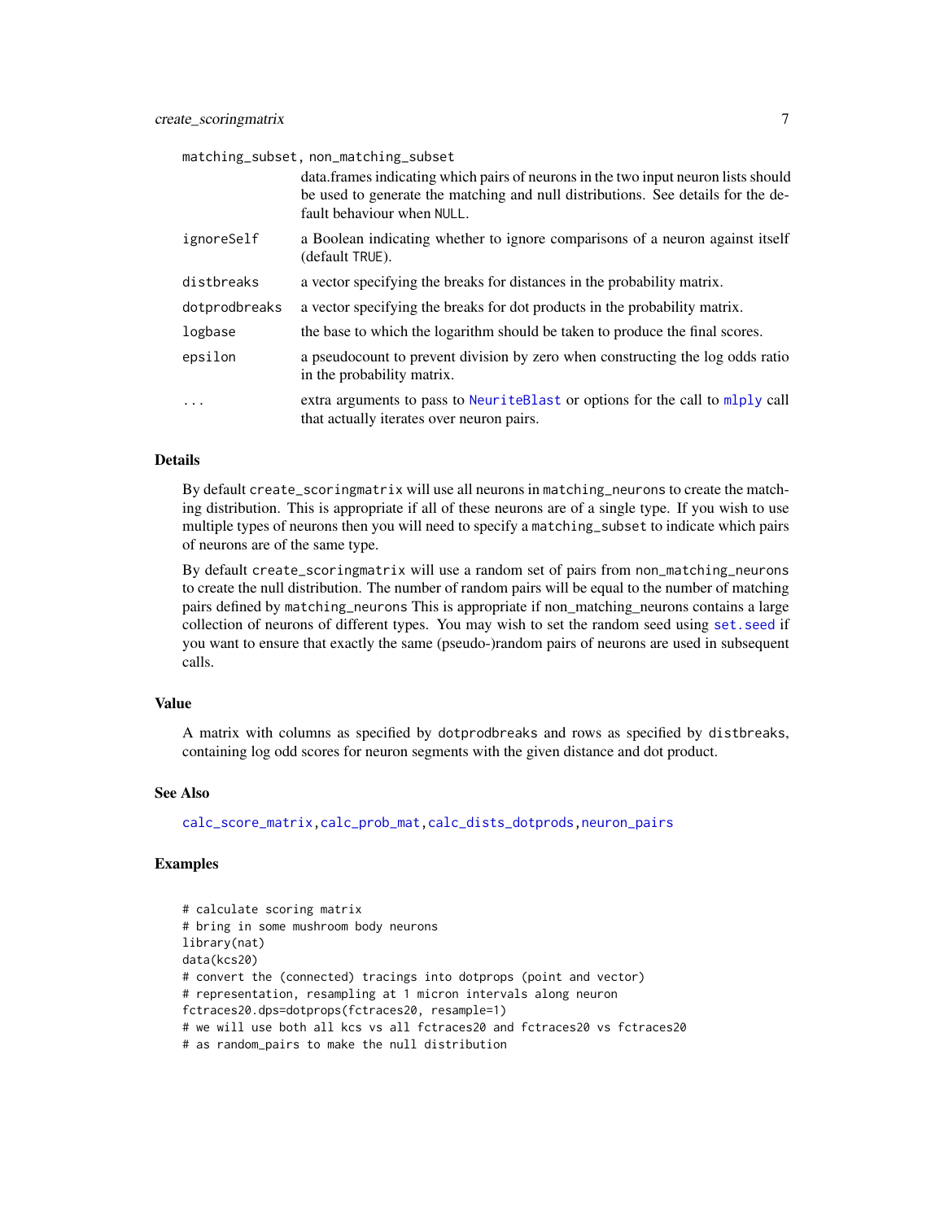`matching_subset, non_matching_subset`
: data.frames indicating which pairs of neurons in the two input neuron lists should be used to generate the matching and null distributions. See details for the default behaviour when `NULL`.

`ignoreSelf`
: a Boolean indicating whether to ignore comparisons of a neuron against itself (default `TRUE`).

`distbreaks`
: a vector specifying the breaks for distances in the probability matrix.

`dotprodbreaks`
: a vector specifying the breaks for dot products in the probability matrix.

`logbase`
: the base to which the logarithm should be taken to produce the final scores.

`epsilon`
: a pseudocount to prevent division by zero when constructing the log odds ratio in the probability matrix.

`...`
: extra arguments to pass to NeuriteBlast or options for the call to mlply call that actually iterates over neuron pairs.

### Details

By default `create_scoringmatrix` will use all neurons in `matching_neurons` to create the matching distribution. This is appropriate if all of these neurons are of a single type. If you wish to use multiple types of neurons then you will need to specify a `matching_subset` to indicate which pairs of neurons are of the same type.

By default `create_scoringmatrix` will use a random set of pairs from `non_matching_neurons` to create the null distribution. The number of random pairs will be equal to the number of matching pairs defined by `matching_neurons` This is appropriate if non_matching_neurons contains a large collection of neurons of different types. You may wish to set the random seed using `set.seed` if you want to ensure that exactly the same (pseudo-)random pairs of neurons are used in subsequent calls.

### Value

A matrix with columns as specified by `dotprodbreaks` and rows as specified by `distbreaks`, containing log odd scores for neuron segments with the given distance and dot product.

### See Also

calc_score_matrix, calc_prob_mat, calc_dists_dotprods, neuron_pairs

### Examples

```
# calculate scoring matrix
# bring in some mushroom body neurons
library(nat)
data(kcs20)
# convert the (connected) tracings into dotprops (point and vector)
# representation, resampling at 1 micron intervals along neuron
fctraces20.dps=dotprops(fctraces20, resample=1)
# we will use both all kcs vs all fctraces20 and fctraces20 vs fctraces20
# as random_pairs to make the null distribution
```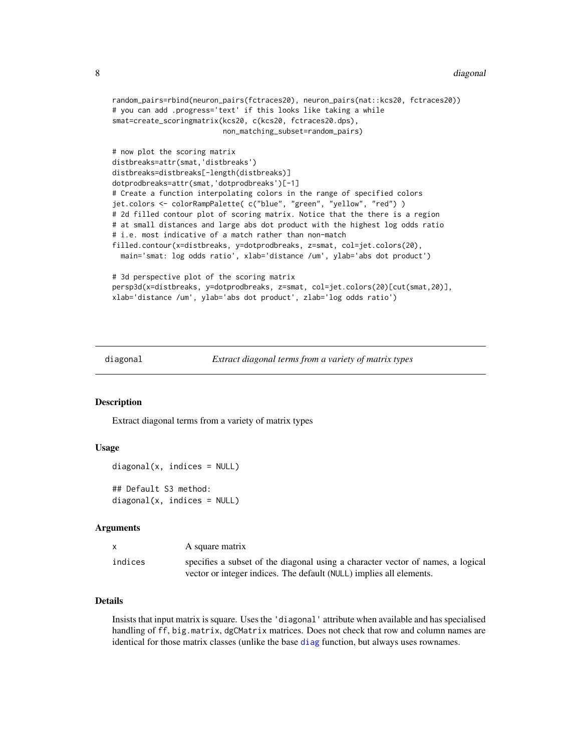```
random_pairs=rbind(neuron_pairs(fctraces20), neuron_pairs(nat::kcs20, fctraces20))
# you can add .progress='text' if this looks like taking a while
smat=create_scoringmatrix(kcs20, c(kcs20, fctraces20.dps),
                          non_matching_subset=random_pairs)

# now plot the scoring matrix
distbreaks=attr(smat,'distbreaks')
distbreaks=distbreaks[-length(distbreaks)]
dotprodbreaks=attr(smat,'dotprodbreaks')[-1]
# Create a function interpolating colors in the range of specified colors
jet.colors <- colorRampPalette( c("blue", "green", "yellow", "red") )
# 2d filled contour plot of scoring matrix. Notice that the there is a region
# at small distances and large abs dot product with the highest log odds ratio
# i.e. most indicative of a match rather than non-match
filled.contour(x=distbreaks, y=dotprodbreaks, z=smat, col=jet.colors(20),
  main='smat: log odds ratio', xlab='distance /um', ylab='abs dot product')

# 3d perspective plot of the scoring matrix
persp3d(x=distbreaks, y=dotprodbreaks, z=smat, col=jet.colors(20)[cut(smat,20)],
xlab='distance /um', ylab='abs dot product', zlab='log odds ratio')
```

## diagonal — *Extract diagonal terms from a variety of matrix types*

### Description

Extract diagonal terms from a variety of matrix types

### Usage

```
diagonal(x, indices = NULL)

## Default S3 method:
diagonal(x, indices = NULL)
```

### Arguments

| | |
|---|---|
| `x` | A square matrix |
| `indices` | specifies a subset of the diagonal using a character vector of names, a logical vector or integer indices. The default (NULL) implies all elements. |

### Details

Insists that input matrix is square. Uses the `'diagonal'` attribute when available and has specialised handling of `ff`, `big.matrix`, `dgCMatrix` matrices. Does not check that row and column names are identical for those matrix classes (unlike the base `diag` function, but always uses rownames.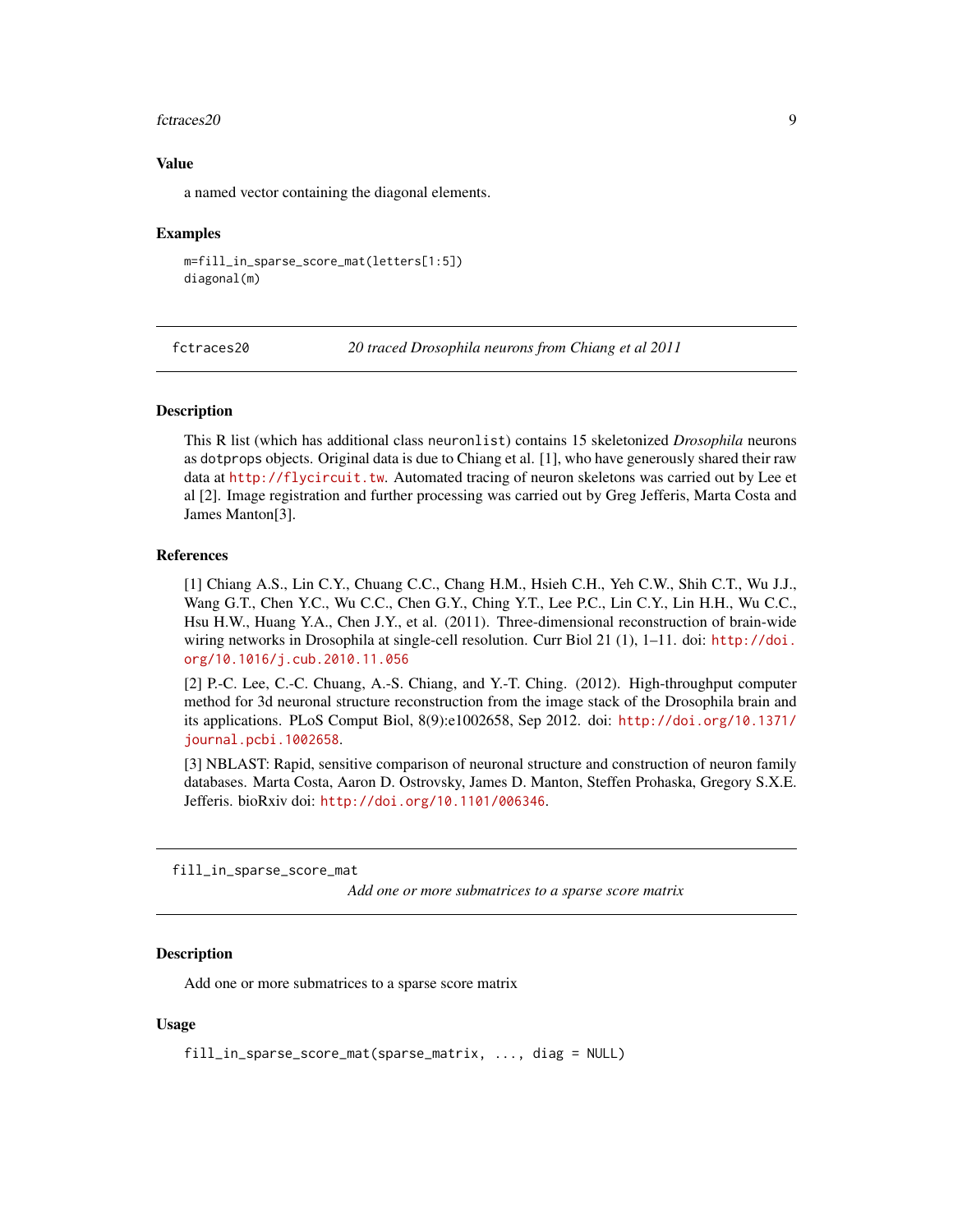### Value

a named vector containing the diagonal elements.

### Examples

```
m=fill_in_sparse_score_mat(letters[1:5])
diagonal(m)
```

---

## fctraces20 — *20 traced Drosophila neurons from Chiang et al 2011*

---

### Description

This R list (which has additional class `neuronlist`) contains 15 skeletonized *Drosophila* neurons as `dotprops` objects. Original data is due to Chiang et al. [1], who have generously shared their raw data at http://flycircuit.tw. Automated tracing of neuron skeletons was carried out by Lee et al [2]. Image registration and further processing was carried out by Greg Jefferis, Marta Costa and James Manton[3].

### References

[1] Chiang A.S., Lin C.Y., Chuang C.C., Chang H.M., Hsieh C.H., Yeh C.W., Shih C.T., Wu J.J., Wang G.T., Chen Y.C., Wu C.C., Chen G.Y., Ching Y.T., Lee P.C., Lin C.Y., Lin H.H., Wu C.C., Hsu H.W., Huang Y.A., Chen J.Y., et al. (2011). Three-dimensional reconstruction of brain-wide wiring networks in Drosophila at single-cell resolution. Curr Biol 21 (1), 1–11. doi: http://doi.org/10.1016/j.cub.2010.11.056

[2] P.-C. Lee, C.-C. Chuang, A.-S. Chiang, and Y.-T. Ching. (2012). High-throughput computer method for 3d neuronal structure reconstruction from the image stack of the Drosophila brain and its applications. PLoS Comput Biol, 8(9):e1002658, Sep 2012. doi: http://doi.org/10.1371/journal.pcbi.1002658.

[3] NBLAST: Rapid, sensitive comparison of neuronal structure and construction of neuron family databases. Marta Costa, Aaron D. Ostrovsky, James D. Manton, Steffen Prohaska, Gregory S.X.E. Jefferis. bioRxiv doi: http://doi.org/10.1101/006346.

---

## fill_in_sparse_score_mat — *Add one or more submatrices to a sparse score matrix*

---

### Description

Add one or more submatrices to a sparse score matrix

### Usage

```
fill_in_sparse_score_mat(sparse_matrix, ..., diag = NULL)
```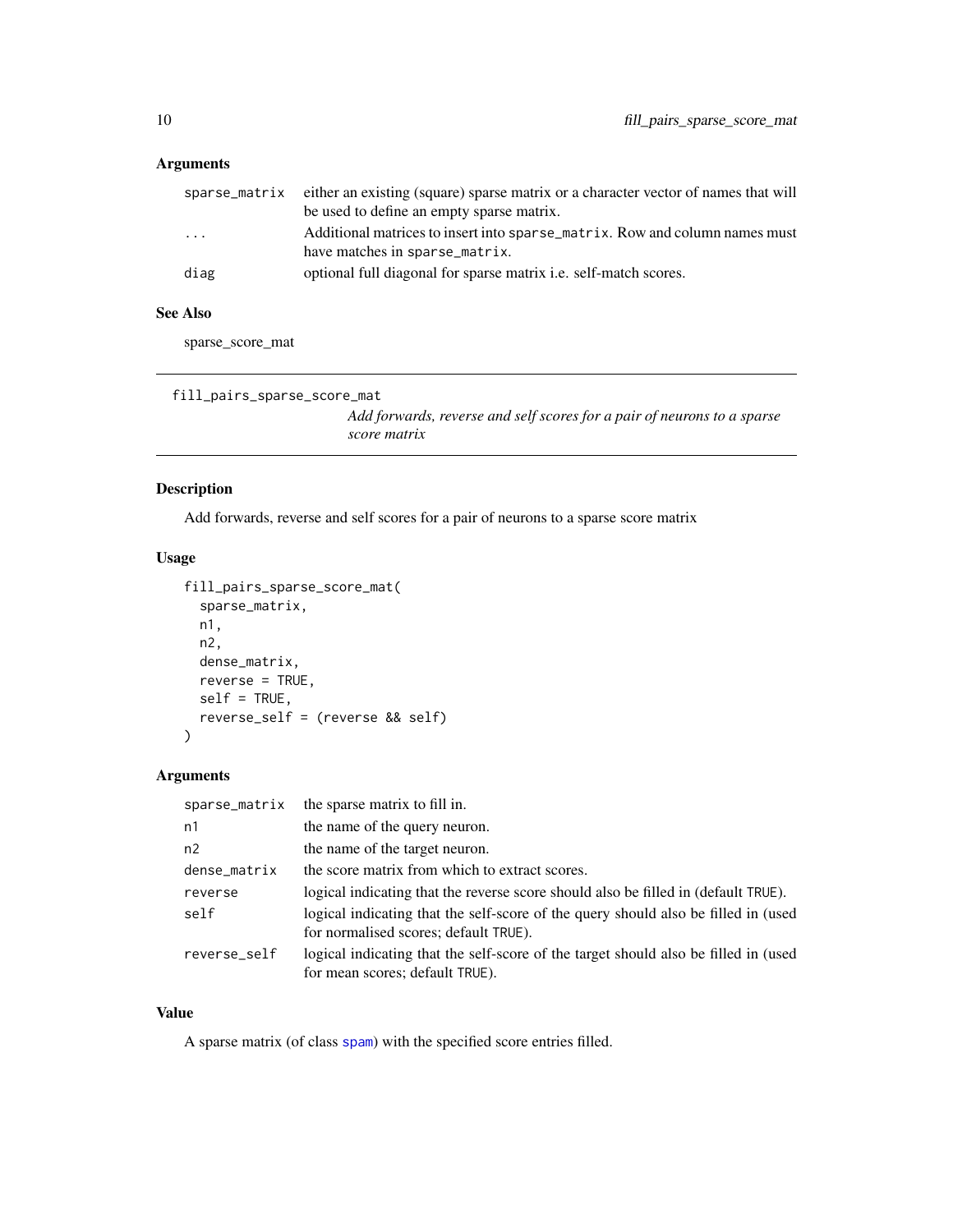## Arguments

| | |
|---|---|
| sparse_matrix | either an existing (square) sparse matrix or a character vector of names that will be used to define an empty sparse matrix. |
| ... | Additional matrices to insert into `sparse_matrix`. Row and column names must have matches in `sparse_matrix`. |
| diag | optional full diagonal for sparse matrix i.e. self-match scores. |

## See Also

sparse_score_mat

---

`fill_pairs_sparse_score_mat`    *Add forwards, reverse and self scores for a pair of neurons to a sparse score matrix*

---

## Description

Add forwards, reverse and self scores for a pair of neurons to a sparse score matrix

## Usage

```
fill_pairs_sparse_score_mat(
  sparse_matrix,
  n1,
  n2,
  dense_matrix,
  reverse = TRUE,
  self = TRUE,
  reverse_self = (reverse && self)
)
```

## Arguments

| | |
|---|---|
| sparse_matrix | the sparse matrix to fill in. |
| n1 | the name of the query neuron. |
| n2 | the name of the target neuron. |
| dense_matrix | the score matrix from which to extract scores. |
| reverse | logical indicating that the reverse score should also be filled in (default `TRUE`). |
| self | logical indicating that the self-score of the query should also be filled in (used for normalised scores; default `TRUE`). |
| reverse_self | logical indicating that the self-score of the target should also be filled in (used for mean scores; default `TRUE`). |

## Value

A sparse matrix (of class `spam`) with the specified score entries filled.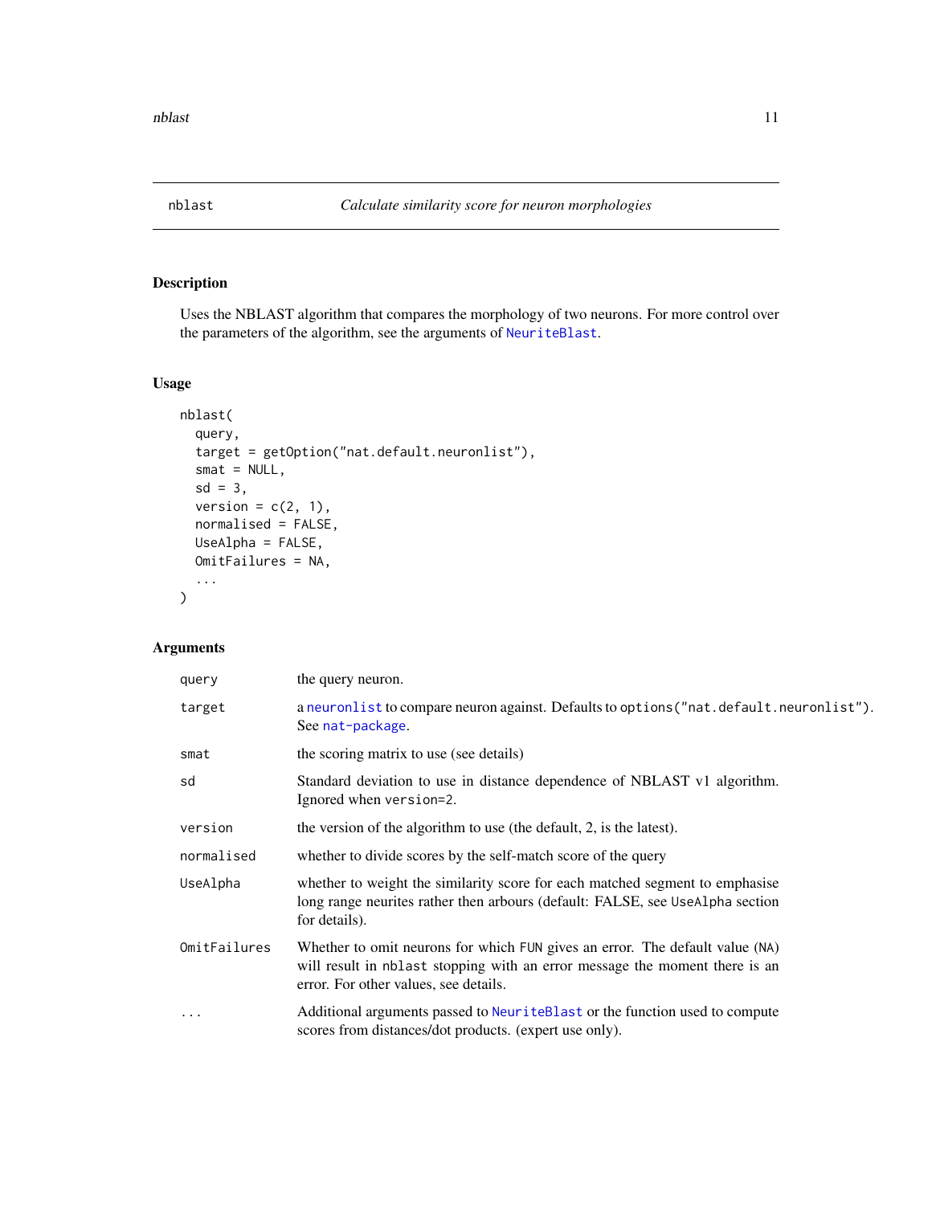# nblast — *Calculate similarity score for neuron morphologies*

## Description

Uses the NBLAST algorithm that compares the morphology of two neurons. For more control over the parameters of the algorithm, see the arguments of `NeuriteBlast`.

## Usage

```
nblast(
  query,
  target = getOption("nat.default.neuronlist"),
  smat = NULL,
  sd = 3,
  version = c(2, 1),
  normalised = FALSE,
  UseAlpha = FALSE,
  OmitFailures = NA,
  ...
)
```

## Arguments

| Argument | Description |
| --- | --- |
| `query` | the query neuron. |
| `target` | a `neuronlist` to compare neuron against. Defaults to `options("nat.default.neuronlist")`. See `nat-package`. |
| `smat` | the scoring matrix to use (see details) |
| `sd` | Standard deviation to use in distance dependence of NBLAST v1 algorithm. Ignored when `version=2`. |
| `version` | the version of the algorithm to use (the default, 2, is the latest). |
| `normalised` | whether to divide scores by the self-match score of the query |
| `UseAlpha` | whether to weight the similarity score for each matched segment to emphasise long range neurites rather then arbours (default: FALSE, see `UseAlpha` section for details). |
| `OmitFailures` | Whether to omit neurons for which `FUN` gives an error. The default value (`NA`) will result in `nblast` stopping with an error message the moment there is an error. For other values, see details. |
| `...` | Additional arguments passed to `NeuriteBlast` or the function used to compute scores from distances/dot products. (expert use only). |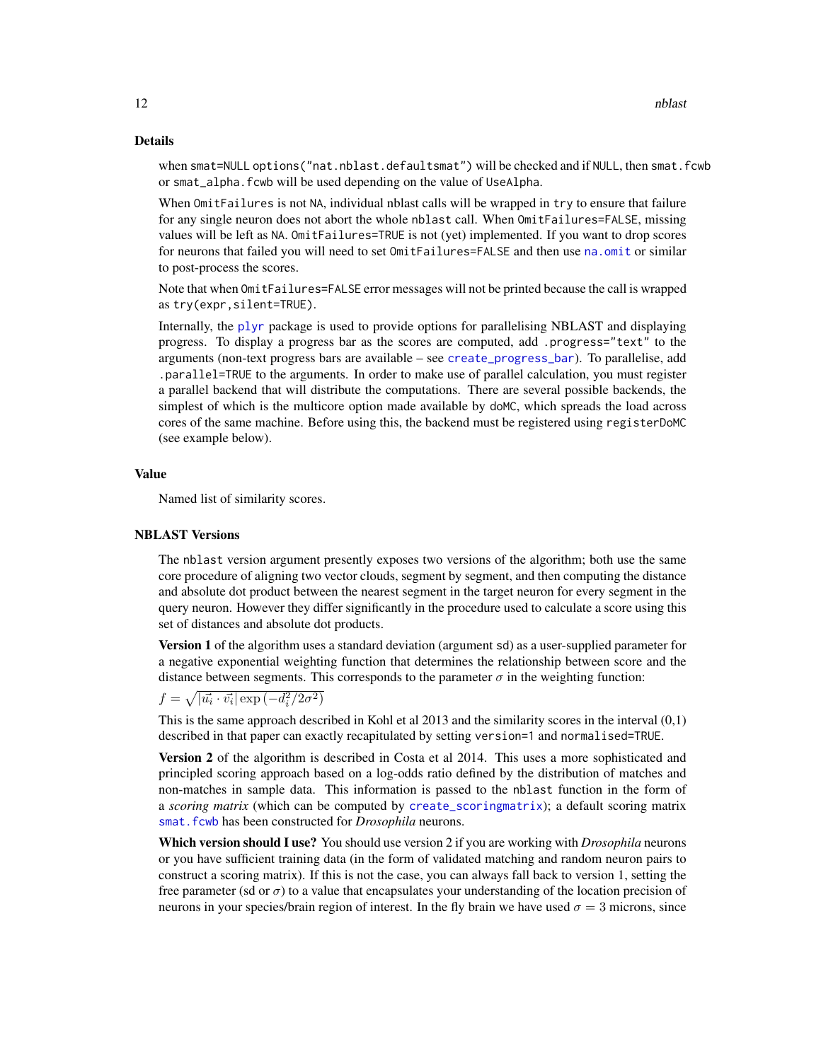### Details

when smat=NULL options("nat.nblast.defaultsmat") will be checked and if NULL, then smat.fcwb or smat_alpha.fcwb will be used depending on the value of UseAlpha.

When OmitFailures is not NA, individual nblast calls will be wrapped in try to ensure that failure for any single neuron does not abort the whole nblast call. When OmitFailures=FALSE, missing values will be left as NA. OmitFailures=TRUE is not (yet) implemented. If you want to drop scores for neurons that failed you will need to set OmitFailures=FALSE and then use na.omit or similar to post-process the scores.

Note that when OmitFailures=FALSE error messages will not be printed because the call is wrapped as try(expr,silent=TRUE).

Internally, the plyr package is used to provide options for parallelising NBLAST and displaying progress. To display a progress bar as the scores are computed, add .progress="text" to the arguments (non-text progress bars are available – see create_progress_bar). To parallelise, add .parallel=TRUE to the arguments. In order to make use of parallel calculation, you must register a parallel backend that will distribute the computations. There are several possible backends, the simplest of which is the multicore option made available by doMC, which spreads the load across cores of the same machine. Before using this, the backend must be registered using registerDoMC (see example below).

### Value

Named list of similarity scores.

### NBLAST Versions

The nblast version argument presently exposes two versions of the algorithm; both use the same core procedure of aligning two vector clouds, segment by segment, and then computing the distance and absolute dot product between the nearest segment in the target neuron for every segment in the query neuron. However they differ significantly in the procedure used to calculate a score using this set of distances and absolute dot products.

**Version 1** of the algorithm uses a standard deviation (argument sd) as a user-supplied parameter for a negative exponential weighting function that determines the relationship between score and the distance between segments. This corresponds to the parameter $\sigma$ in the weighting function:

$f = \sqrt{|\vec{u_i} \cdot \vec{v_i}| \exp\left(-d_i^2/2\sigma^2\right)}$

This is the same approach described in Kohl et al 2013 and the similarity scores in the interval (0,1) described in that paper can exactly recapitulated by setting version=1 and normalised=TRUE.

**Version 2** of the algorithm is described in Costa et al 2014. This uses a more sophisticated and principled scoring approach based on a log-odds ratio defined by the distribution of matches and non-matches in sample data. This information is passed to the nblast function in the form of a *scoring matrix* (which can be computed by create_scoringmatrix); a default scoring matrix smat.fcwb has been constructed for *Drosophila* neurons.

**Which version should I use?** You should use version 2 if you are working with *Drosophila* neurons or you have sufficient training data (in the form of validated matching and random neuron pairs to construct a scoring matrix). If this is not the case, you can always fall back to version 1, setting the free parameter (sd or $\sigma$) to a value that encapsulates your understanding of the location precision of neurons in your species/brain region of interest. In the fly brain we have used $\sigma = 3$ microns, since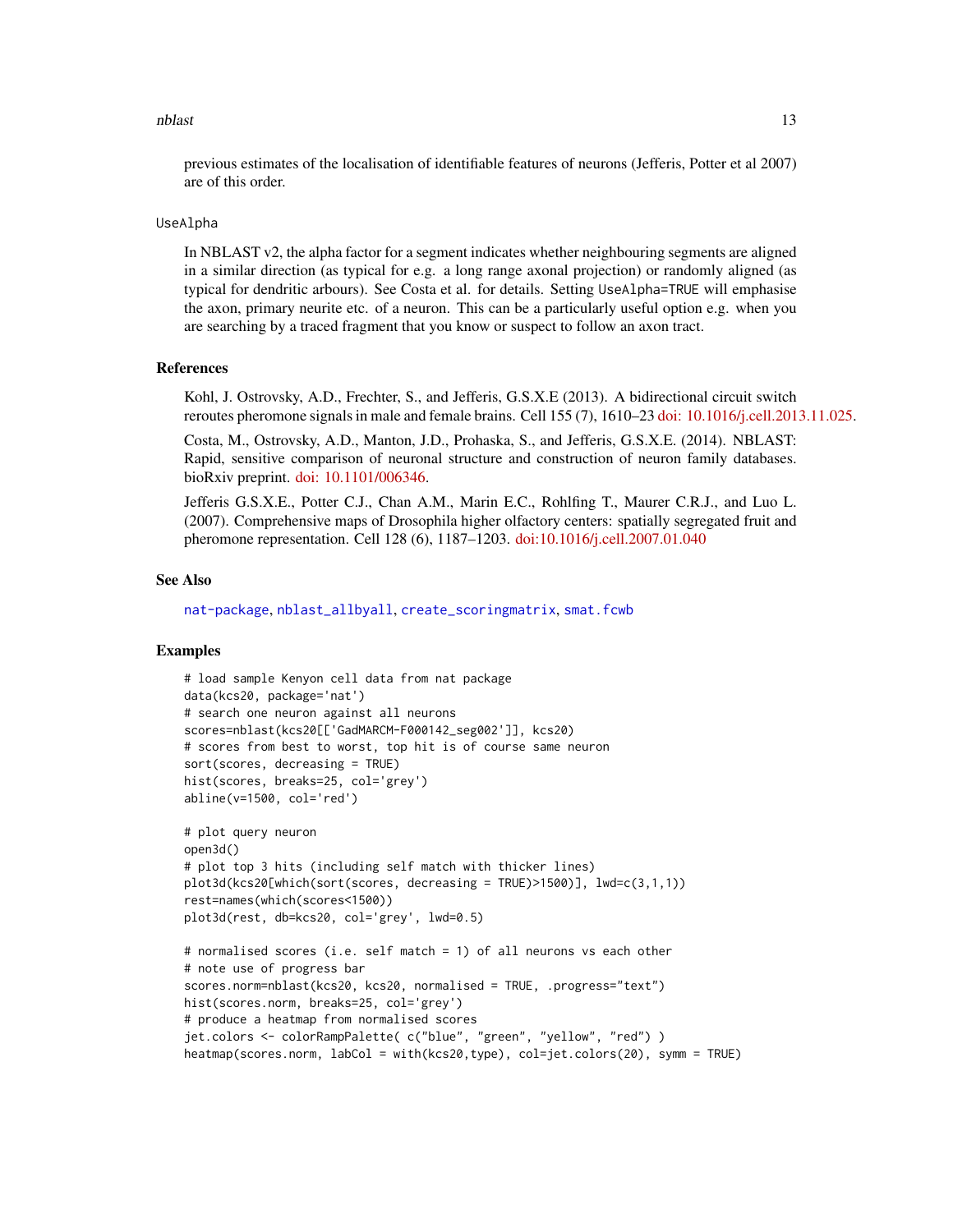previous estimates of the localisation of identifiable features of neurons (Jefferis, Potter et al 2007) are of this order.

UseAlpha

In NBLAST v2, the alpha factor for a segment indicates whether neighbouring segments are aligned in a similar direction (as typical for e.g. a long range axonal projection) or randomly aligned (as typical for dendritic arbours). See Costa et al. for details. Setting `UseAlpha=TRUE` will emphasise the axon, primary neurite etc. of a neuron. This can be a particularly useful option e.g. when you are searching by a traced fragment that you know or suspect to follow an axon tract.

## References

Kohl, J. Ostrovsky, A.D., Frechter, S., and Jefferis, G.S.X.E (2013). A bidirectional circuit switch reroutes pheromone signals in male and female brains. Cell 155 (7), 1610–23 doi: 10.1016/j.cell.2013.11.025.

Costa, M., Ostrovsky, A.D., Manton, J.D., Prohaska, S., and Jefferis, G.S.X.E. (2014). NBLAST: Rapid, sensitive comparison of neuronal structure and construction of neuron family databases. bioRxiv preprint. doi: 10.1101/006346.

Jefferis G.S.X.E., Potter C.J., Chan A.M., Marin E.C., Rohlfing T., Maurer C.R.J., and Luo L. (2007). Comprehensive maps of Drosophila higher olfactory centers: spatially segregated fruit and pheromone representation. Cell 128 (6), 1187–1203. doi:10.1016/j.cell.2007.01.040

## See Also

`nat-package`, `nblast_allbyall`, `create_scoringmatrix`, `smat.fcwb`

## Examples

```
# load sample Kenyon cell data from nat package
data(kcs20, package='nat')
# search one neuron against all neurons
scores=nblast(kcs20[['GadMARCM-F000142_seg002']], kcs20)
# scores from best to worst, top hit is of course same neuron
sort(scores, decreasing = TRUE)
hist(scores, breaks=25, col='grey')
abline(v=1500, col='red')

# plot query neuron
open3d()
# plot top 3 hits (including self match with thicker lines)
plot3d(kcs20[which(sort(scores, decreasing = TRUE)>1500)], lwd=c(3,1,1))
rest=names(which(scores<1500))
plot3d(rest, db=kcs20, col='grey', lwd=0.5)

# normalised scores (i.e. self match = 1) of all neurons vs each other
# note use of progress bar
scores.norm=nblast(kcs20, kcs20, normalised = TRUE, .progress="text")
hist(scores.norm, breaks=25, col='grey')
# produce a heatmap from normalised scores
jet.colors <- colorRampPalette( c("blue", "green", "yellow", "red") )
heatmap(scores.norm, labCol = with(kcs20,type), col=jet.colors(20), symm = TRUE)
```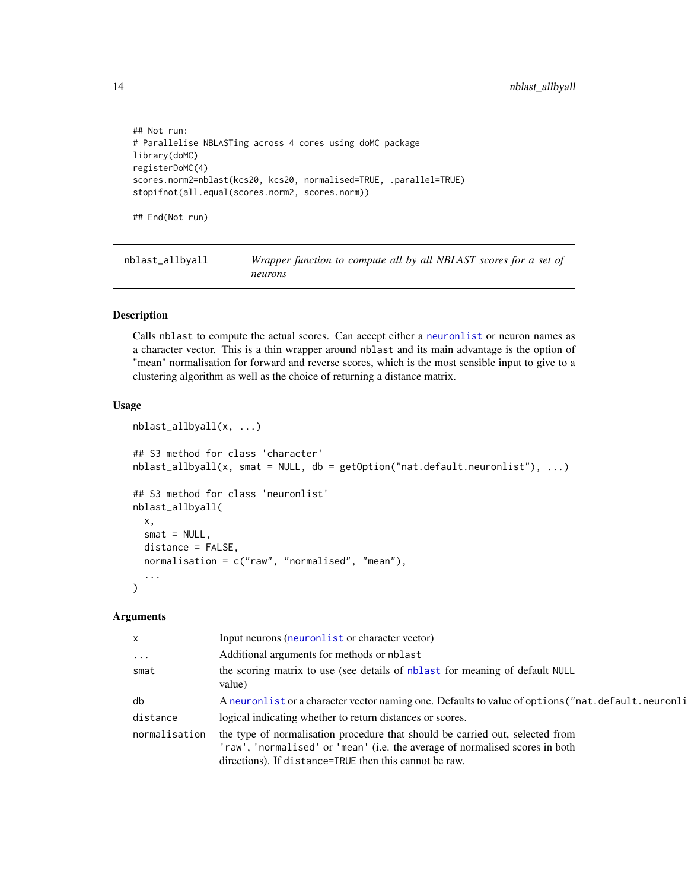```
## Not run:
# Parallelise NBLASTing across 4 cores using doMC package
library(doMC)
registerDoMC(4)
scores.norm2=nblast(kcs20, kcs20, normalised=TRUE, .parallel=TRUE)
stopifnot(all.equal(scores.norm2, scores.norm))

## End(Not run)
```

## nblast_allbyall — *Wrapper function to compute all by all NBLAST scores for a set of neurons*

### Description

Calls nblast to compute the actual scores. Can accept either a neuronlist or neuron names as a character vector. This is a thin wrapper around nblast and its main advantage is the option of "mean" normalisation for forward and reverse scores, which is the most sensible input to give to a clustering algorithm as well as the choice of returning a distance matrix.

### Usage

```
nblast_allbyall(x, ...)

## S3 method for class 'character'
nblast_allbyall(x, smat = NULL, db = getOption("nat.default.neuronlist"), ...)

## S3 method for class 'neuronlist'
nblast_allbyall(
  x,
  smat = NULL,
  distance = FALSE,
  normalisation = c("raw", "normalised", "mean"),
  ...
)
```

### Arguments

| | |
|---|---|
| x | Input neurons (neuronlist or character vector) |
| ... | Additional arguments for methods or nblast |
| smat | the scoring matrix to use (see details of nblast for meaning of default NULL value) |
| db | A neuronlist or a character vector naming one. Defaults to value of options("nat.default.neuronli |
| distance | logical indicating whether to return distances or scores. |
| normalisation | the type of normalisation procedure that should be carried out, selected from 'raw', 'normalised' or 'mean' (i.e. the average of normalised scores in both directions). If distance=TRUE then this cannot be raw. |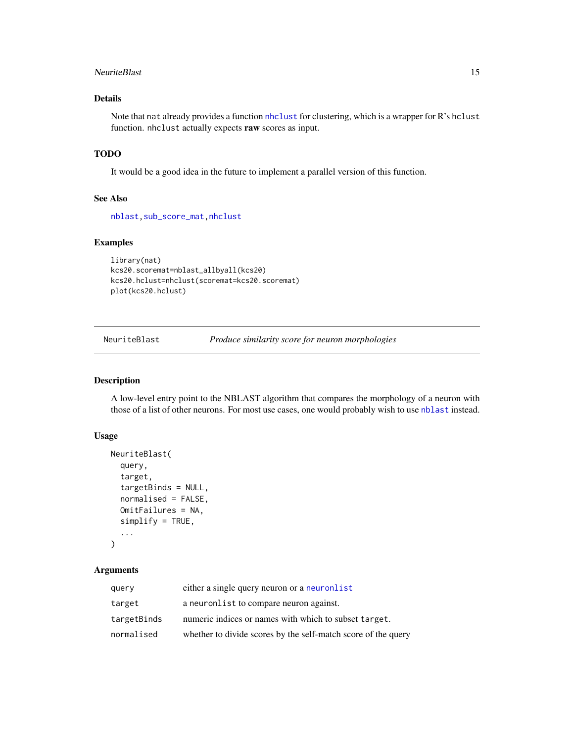## Details

Note that nat already provides a function `nhclust` for clustering, which is a wrapper for R's `hclust` function. `nhclust` actually expects **raw** scores as input.

## TODO

It would be a good idea in the future to implement a parallel version of this function.

## See Also

`nblast`, `sub_score_mat`, `nhclust`

## Examples

```
library(nat)
kcs20.scoremat=nblast_allbyall(kcs20)
kcs20.hclust=nhclust(scoremat=kcs20.scoremat)
plot(kcs20.hclust)
```

---

# NeuriteBlast — *Produce similarity score for neuron morphologies*

---

## Description

A low-level entry point to the NBLAST algorithm that compares the morphology of a neuron with those of a list of other neurons. For most use cases, one would probably wish to use `nblast` instead.

## Usage

```
NeuriteBlast(
  query,
  target,
  targetBinds = NULL,
  normalised = FALSE,
  OmitFailures = NA,
  simplify = TRUE,
  ...
)
```

## Arguments

| | |
|---|---|
| `query` | either a single query neuron or a `neuronlist` |
| `target` | a `neuronlist` to compare neuron against. |
| `targetBinds` | numeric indices or names with which to subset `target`. |
| `normalised` | whether to divide scores by the self-match score of the query |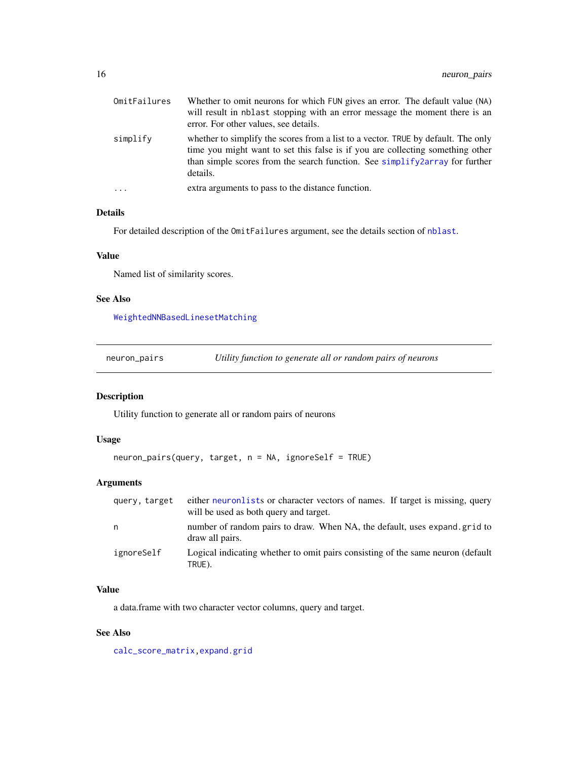| | |
|---|---|
| OmitFailures | Whether to omit neurons for which FUN gives an error. The default value (NA) will result in nblast stopping with an error message the moment there is an error. For other values, see details. |
| simplify | whether to simplify the scores from a list to a vector. TRUE by default. The only time you might want to set this false is if you are collecting something other than simple scores from the search function. See simplify2array for further details. |
| ... | extra arguments to pass to the distance function. |

### Details

For detailed description of the OmitFailures argument, see the details section of nblast.

### Value

Named list of similarity scores.

### See Also

WeightedNNBasedLinesetMatching

---

## neuron_pairs — *Utility function to generate all or random pairs of neurons*

### Description

Utility function to generate all or random pairs of neurons

### Usage

```
neuron_pairs(query, target, n = NA, ignoreSelf = TRUE)
```

### Arguments

| | |
|---|---|
| query, target | either neuronlists or character vectors of names. If target is missing, query will be used as both query and target. |
| n | number of random pairs to draw. When NA, the default, uses expand.grid to draw all pairs. |
| ignoreSelf | Logical indicating whether to omit pairs consisting of the same neuron (default TRUE). |

### Value

a data.frame with two character vector columns, query and target.

### See Also

calc_score_matrix, expand.grid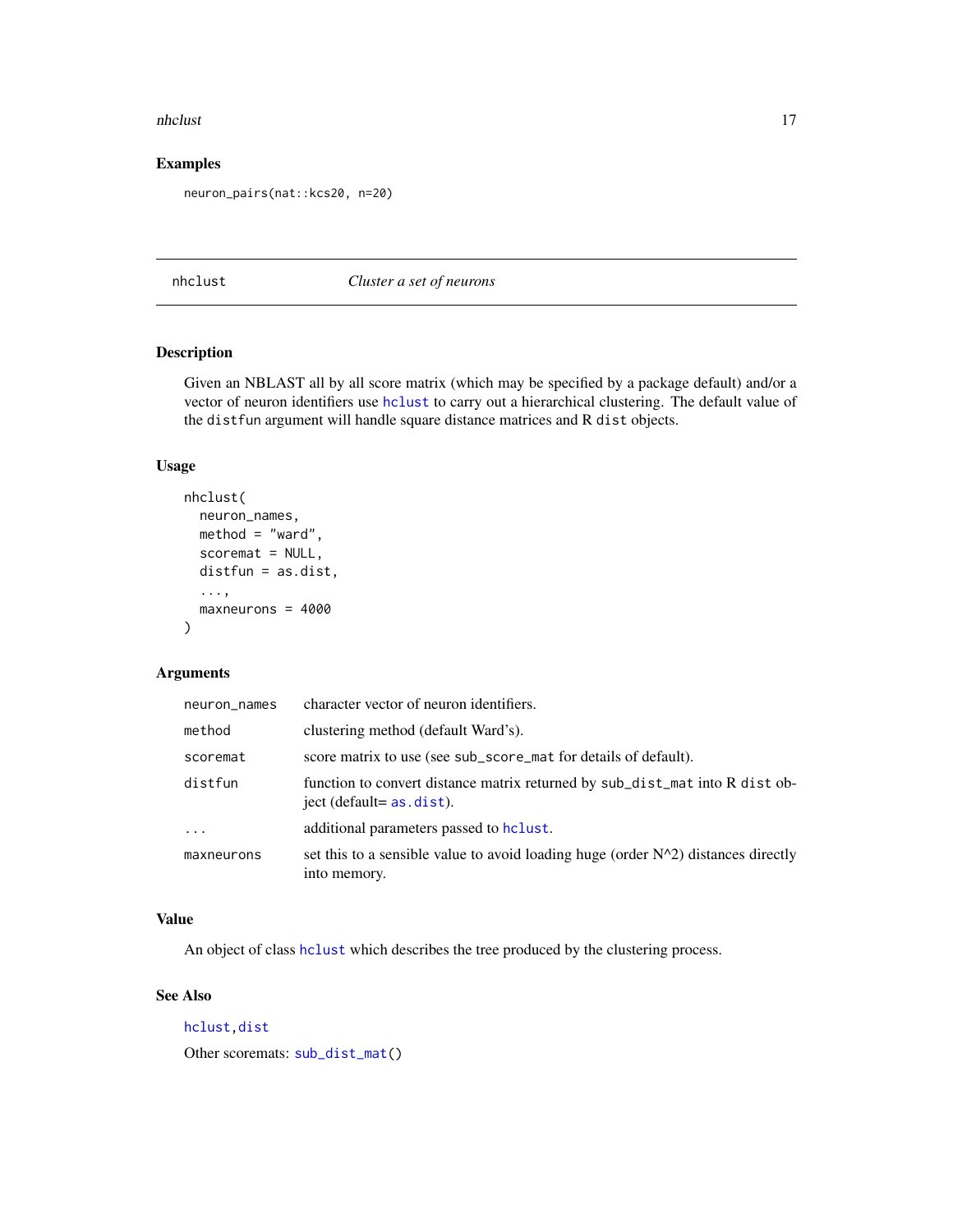### Examples

```
neuron_pairs(nat::kcs20, n=20)
```

---

## nhclust — *Cluster a set of neurons*

---

### Description

Given an NBLAST all by all score matrix (which may be specified by a package default) and/or a vector of neuron identifiers use `hclust` to carry out a hierarchical clustering. The default value of the `distfun` argument will handle square distance matrices and R `dist` objects.

### Usage

```
nhclust(
  neuron_names,
  method = "ward",
  scoremat = NULL,
  distfun = as.dist,
  ...,
  maxneurons = 4000
)
```

### Arguments

| | |
|---|---|
| `neuron_names` | character vector of neuron identifiers. |
| `method` | clustering method (default Ward's). |
| `scoremat` | score matrix to use (see `sub_score_mat` for details of default). |
| `distfun` | function to convert distance matrix returned by `sub_dist_mat` into R `dist` object (default= `as.dist`). |
| `...` | additional parameters passed to `hclust`. |
| `maxneurons` | set this to a sensible value to avoid loading huge (order N^2) distances directly into memory. |

### Value

An object of class `hclust` which describes the tree produced by the clustering process.

### See Also

`hclust`, `dist`

Other scoremats: `sub_dist_mat()`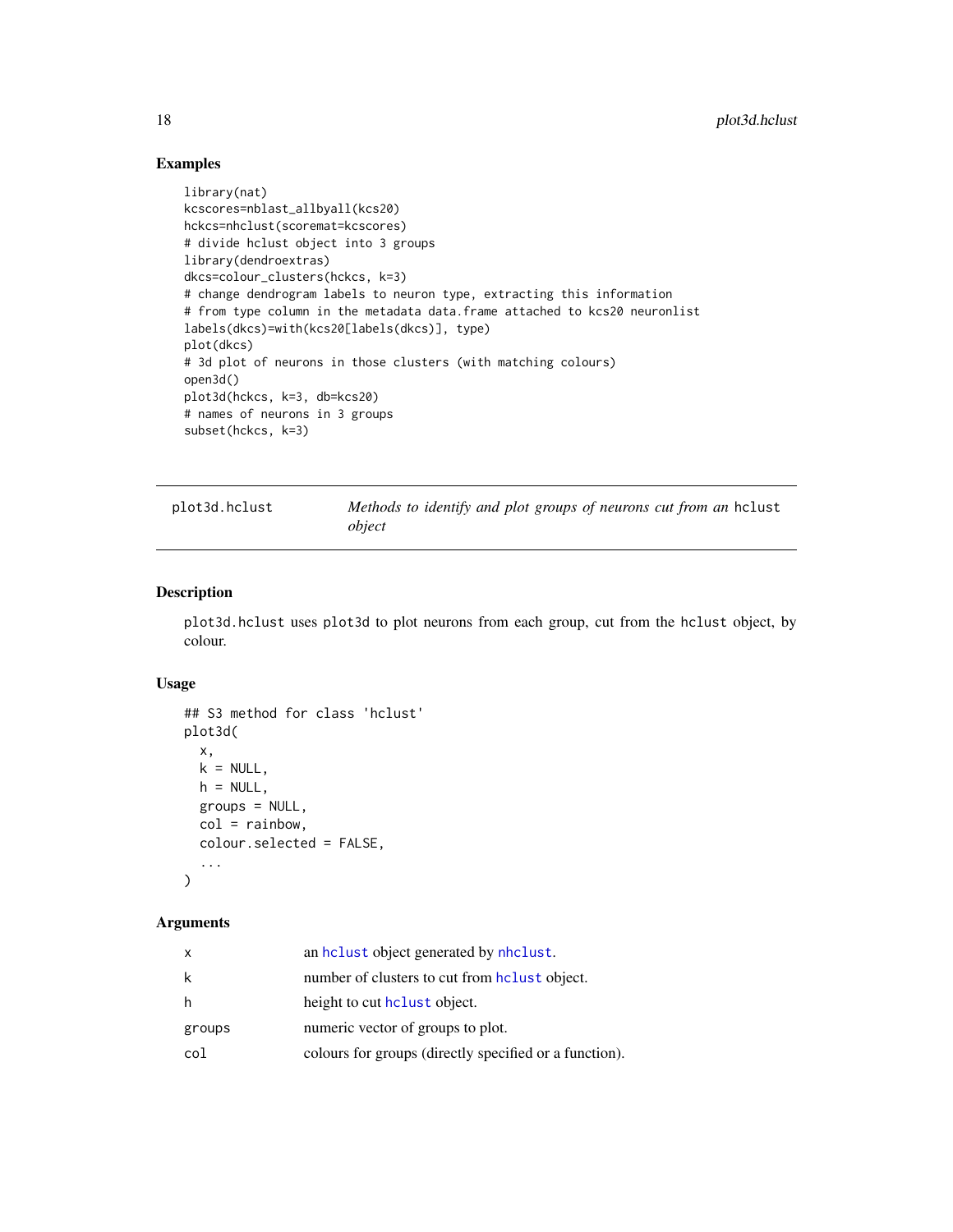## Examples

```
library(nat)
kcscores=nblast_allbyall(kcs20)
hckcs=nhclust(scoremat=kcscores)
# divide hclust object into 3 groups
library(dendroextras)
dkcs=colour_clusters(hckcs, k=3)
# change dendrogram labels to neuron type, extracting this information
# from type column in the metadata data.frame attached to kcs20 neuronlist
labels(dkcs)=with(kcs20[labels(dkcs)], type)
plot(dkcs)
# 3d plot of neurons in those clusters (with matching colours)
open3d()
plot3d(hckcs, k=3, db=kcs20)
# names of neurons in 3 groups
subset(hckcs, k=3)
```

---

# plot3d.hclust — *Methods to identify and plot groups of neurons cut from an* hclust *object*

---

## Description

plot3d.hclust uses plot3d to plot neurons from each group, cut from the hclust object, by colour.

## Usage

```
## S3 method for class 'hclust'
plot3d(
  x,
  k = NULL,
  h = NULL,
  groups = NULL,
  col = rainbow,
  colour.selected = FALSE,
  ...
)
```

## Arguments

| | |
|---|---|
| x | an hclust object generated by nhclust. |
| k | number of clusters to cut from hclust object. |
| h | height to cut hclust object. |
| groups | numeric vector of groups to plot. |
| col | colours for groups (directly specified or a function). |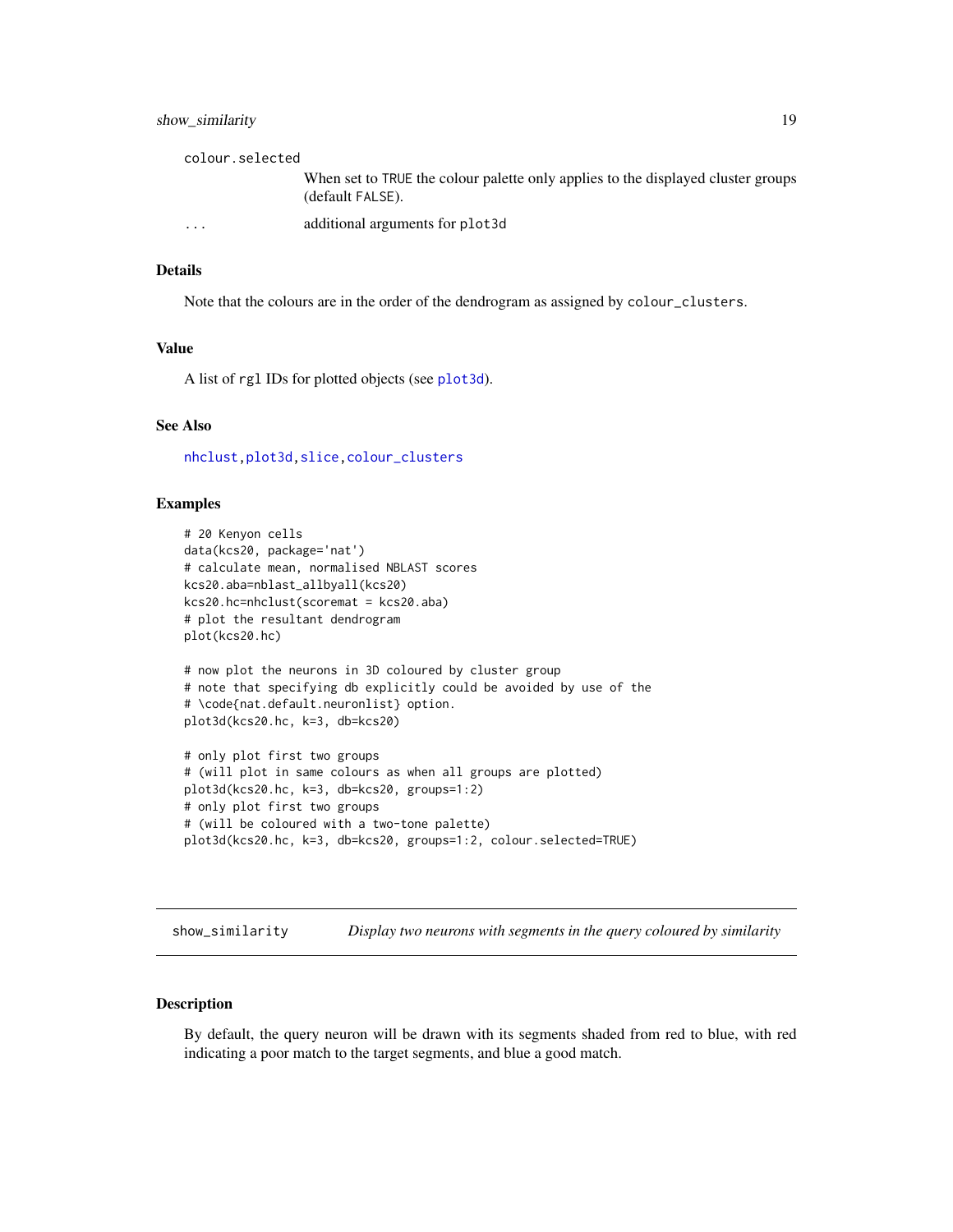| | |
|---|---|
| colour.selected | When set to TRUE the colour palette only applies to the displayed cluster groups (default FALSE). |
| ... | additional arguments for plot3d |

### Details

Note that the colours are in the order of the dendrogram as assigned by colour_clusters.

### Value

A list of rgl IDs for plotted objects (see plot3d).

### See Also

nhclust, plot3d, slice, colour_clusters

### Examples

```
# 20 Kenyon cells
data(kcs20, package='nat')
# calculate mean, normalised NBLAST scores
kcs20.aba=nblast_allbyall(kcs20)
kcs20.hc=nhclust(scoremat = kcs20.aba)
# plot the resultant dendrogram
plot(kcs20.hc)

# now plot the neurons in 3D coloured by cluster group
# note that specifying db explicitly could be avoided by use of the
# \code{nat.default.neuronlist} option.
plot3d(kcs20.hc, k=3, db=kcs20)

# only plot first two groups
# (will plot in same colours as when all groups are plotted)
plot3d(kcs20.hc, k=3, db=kcs20, groups=1:2)
# only plot first two groups
# (will be coloured with a two-tone palette)
plot3d(kcs20.hc, k=3, db=kcs20, groups=1:2, colour.selected=TRUE)
```

---

## show_similarity — *Display two neurons with segments in the query coloured by similarity*

### Description

By default, the query neuron will be drawn with its segments shaded from red to blue, with red indicating a poor match to the target segments, and blue a good match.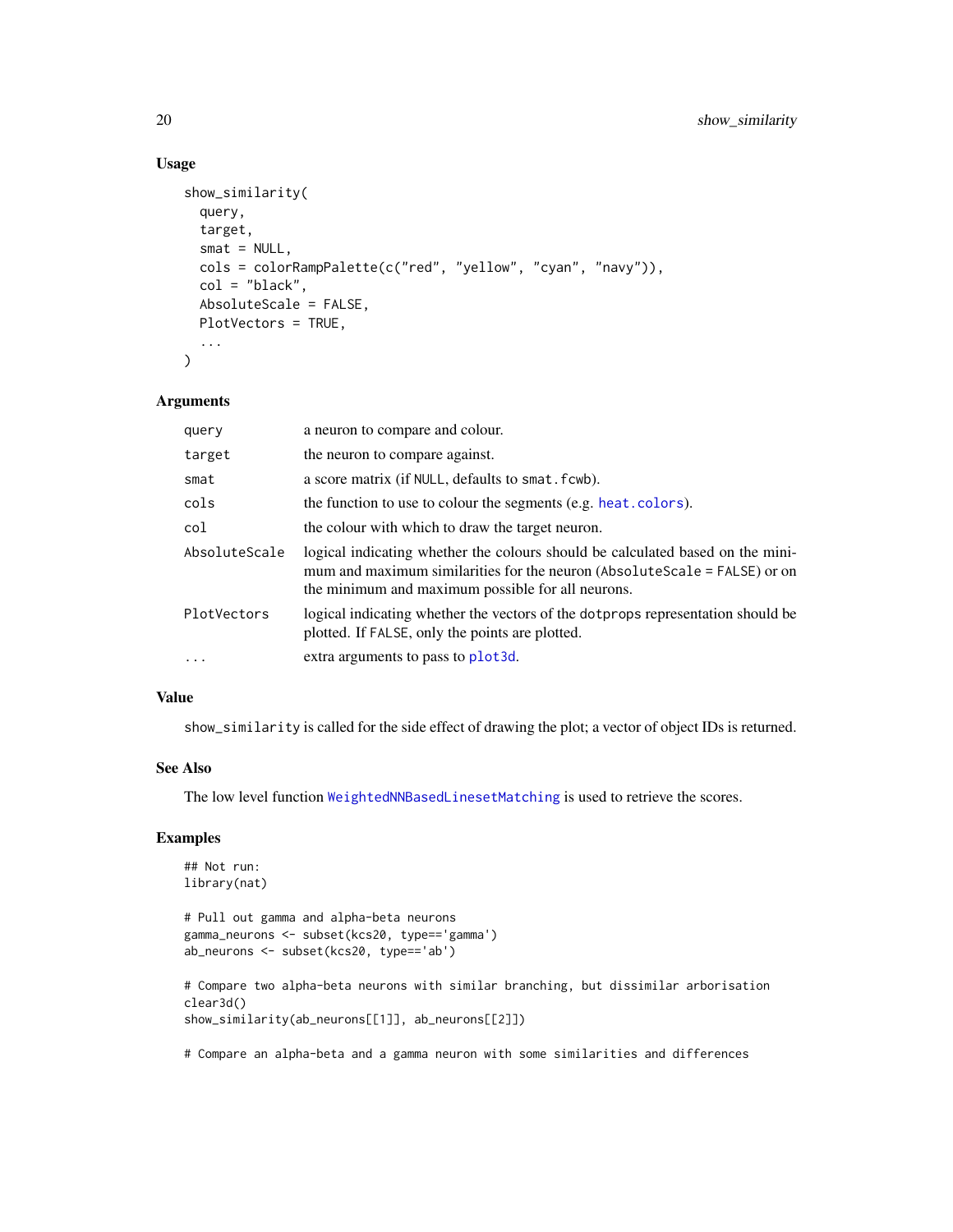### Usage

```
show_similarity(
  query,
  target,
  smat = NULL,
  cols = colorRampPalette(c("red", "yellow", "cyan", "navy")),
  col = "black",
  AbsoluteScale = FALSE,
  PlotVectors = TRUE,
  ...
)
```

### Arguments

| | |
|---|---|
| `query` | a neuron to compare and colour. |
| `target` | the neuron to compare against. |
| `smat` | a score matrix (if `NULL`, defaults to `smat.fcwb`). |
| `cols` | the function to use to colour the segments (e.g. `heat.colors`). |
| `col` | the colour with which to draw the target neuron. |
| `AbsoluteScale` | logical indicating whether the colours should be calculated based on the minimum and maximum similarities for the neuron (`AbsoluteScale = FALSE`) or on the minimum and maximum possible for all neurons. |
| `PlotVectors` | logical indicating whether the vectors of the `dotprops` representation should be plotted. If `FALSE`, only the points are plotted. |
| `...` | extra arguments to pass to `plot3d`. |

### Value

`show_similarity` is called for the side effect of drawing the plot; a vector of object IDs is returned.

### See Also

The low level function `WeightedNNBasedLinesetMatching` is used to retrieve the scores.

### Examples

```
## Not run:
library(nat)

# Pull out gamma and alpha-beta neurons
gamma_neurons <- subset(kcs20, type=='gamma')
ab_neurons <- subset(kcs20, type=='ab')

# Compare two alpha-beta neurons with similar branching, but dissimilar arborisation
clear3d()
show_similarity(ab_neurons[[1]], ab_neurons[[2]])

# Compare an alpha-beta and a gamma neuron with some similarities and differences
```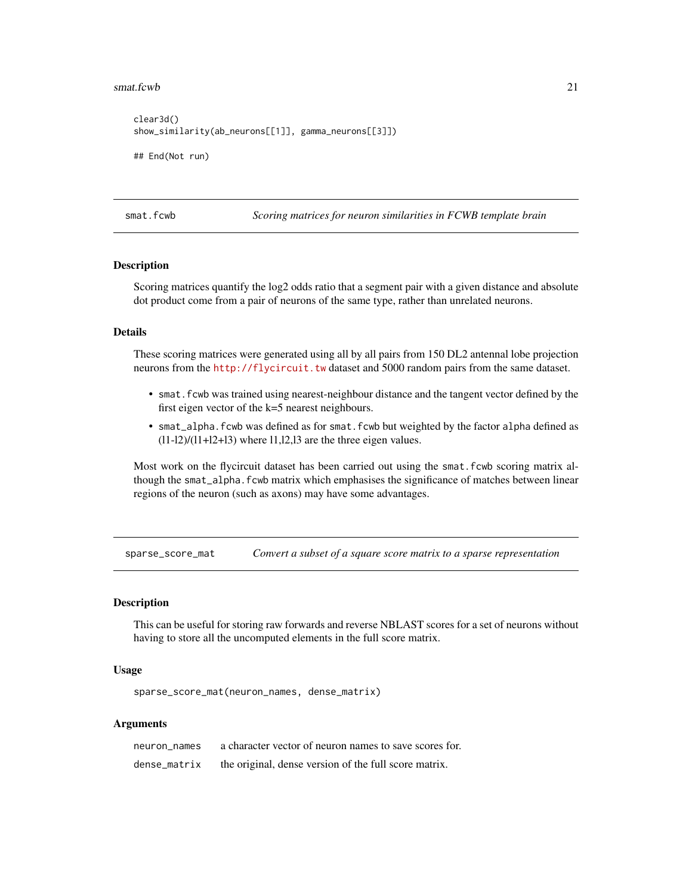```
clear3d()
show_similarity(ab_neurons[[1]], gamma_neurons[[3]])

## End(Not run)
```

## smat.fcwb — *Scoring matrices for neuron similarities in FCWB template brain*

### Description

Scoring matrices quantify the log2 odds ratio that a segment pair with a given distance and absolute dot product come from a pair of neurons of the same type, rather than unrelated neurons.

### Details

These scoring matrices were generated using all by all pairs from 150 DL2 antennal lobe projection neurons from the http://flycircuit.tw dataset and 5000 random pairs from the same dataset.

- `smat.fcwb` was trained using nearest-neighbour distance and the tangent vector defined by the first eigen vector of the k=5 nearest neighbours.
- `smat_alpha.fcwb` was defined as for `smat.fcwb` but weighted by the factor `alpha` defined as (l1-l2)/(l1+l2+l3) where l1,l2,l3 are the three eigen values.

Most work on the flycircuit dataset has been carried out using the `smat.fcwb` scoring matrix although the `smat_alpha.fcwb` matrix which emphasises the significance of matches between linear regions of the neuron (such as axons) may have some advantages.

## sparse_score_mat — *Convert a subset of a square score matrix to a sparse representation*

### Description

This can be useful for storing raw forwards and reverse NBLAST scores for a set of neurons without having to store all the uncomputed elements in the full score matrix.

### Usage

```
sparse_score_mat(neuron_names, dense_matrix)
```

### Arguments

| | |
|---|---|
| `neuron_names` | a character vector of neuron names to save scores for. |
| `dense_matrix` | the original, dense version of the full score matrix. |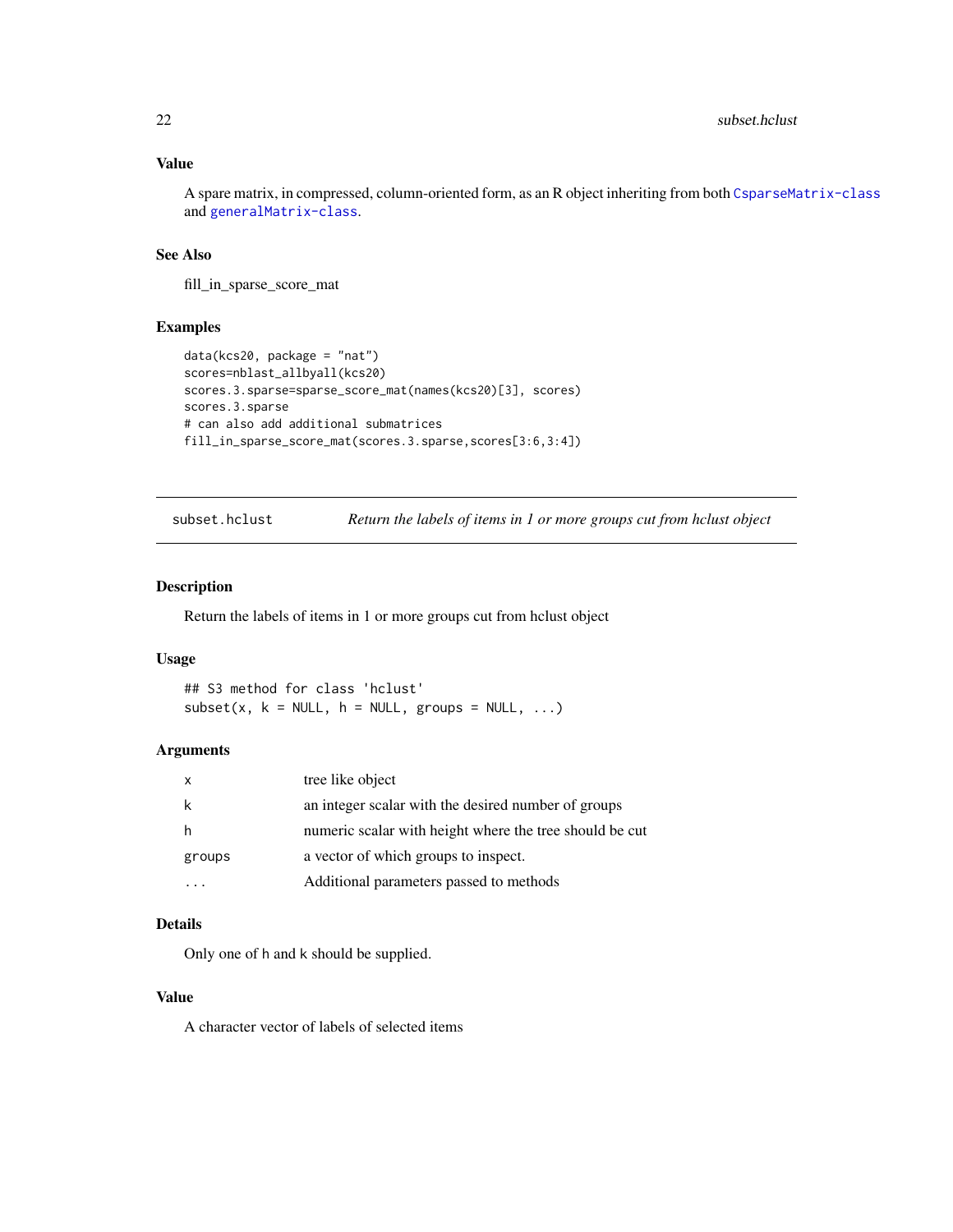### Value

A spare matrix, in compressed, column-oriented form, as an R object inheriting from both `CsparseMatrix-class` and `generalMatrix-class`.

### See Also

fill_in_sparse_score_mat

### Examples

```
data(kcs20, package = "nat")
scores=nblast_allbyall(kcs20)
scores.3.sparse=sparse_score_mat(names(kcs20)[3], scores)
scores.3.sparse
# can also add additional submatrices
fill_in_sparse_score_mat(scores.3.sparse,scores[3:6,3:4])
```

---

## subset.hclust — *Return the labels of items in 1 or more groups cut from hclust object*

---

### Description

Return the labels of items in 1 or more groups cut from hclust object

### Usage

```
## S3 method for class 'hclust'
subset(x, k = NULL, h = NULL, groups = NULL, ...)
```

### Arguments

| | |
|---|---|
| `x` | tree like object |
| `k` | an integer scalar with the desired number of groups |
| `h` | numeric scalar with height where the tree should be cut |
| `groups` | a vector of which groups to inspect. |
| `...` | Additional parameters passed to methods |

### Details

Only one of `h` and `k` should be supplied.

### Value

A character vector of labels of selected items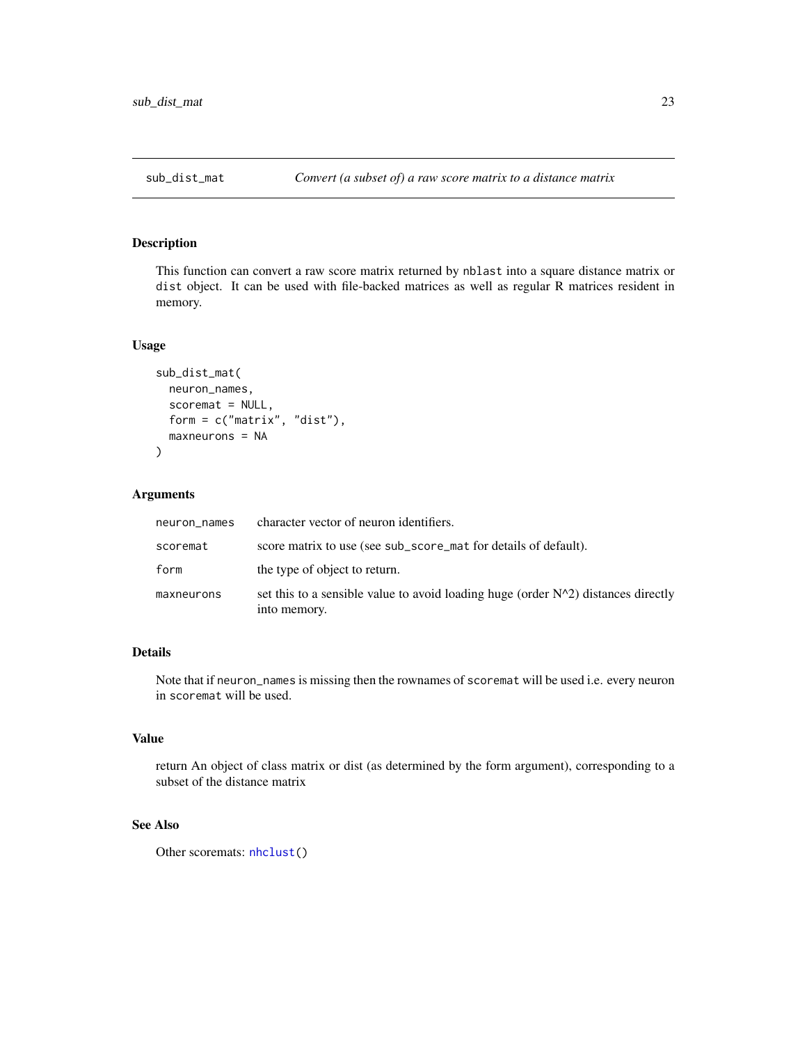## sub_dist_mat — *Convert (a subset of) a raw score matrix to a distance matrix*

### Description

This function can convert a raw score matrix returned by `nblast` into a square distance matrix or `dist` object. It can be used with file-backed matrices as well as regular R matrices resident in memory.

### Usage

```
sub_dist_mat(
  neuron_names,
  scoremat = NULL,
  form = c("matrix", "dist"),
  maxneurons = NA
)
```

### Arguments

| | |
|---|---|
| `neuron_names` | character vector of neuron identifiers. |
| `scoremat` | score matrix to use (see `sub_score_mat` for details of default). |
| `form` | the type of object to return. |
| `maxneurons` | set this to a sensible value to avoid loading huge (order N^2) distances directly into memory. |

### Details

Note that if `neuron_names` is missing then the rownames of `scoremat` will be used i.e. every neuron in `scoremat` will be used.

### Value

return An object of class matrix or dist (as determined by the form argument), corresponding to a subset of the distance matrix

### See Also

Other scoremats: `nhclust()`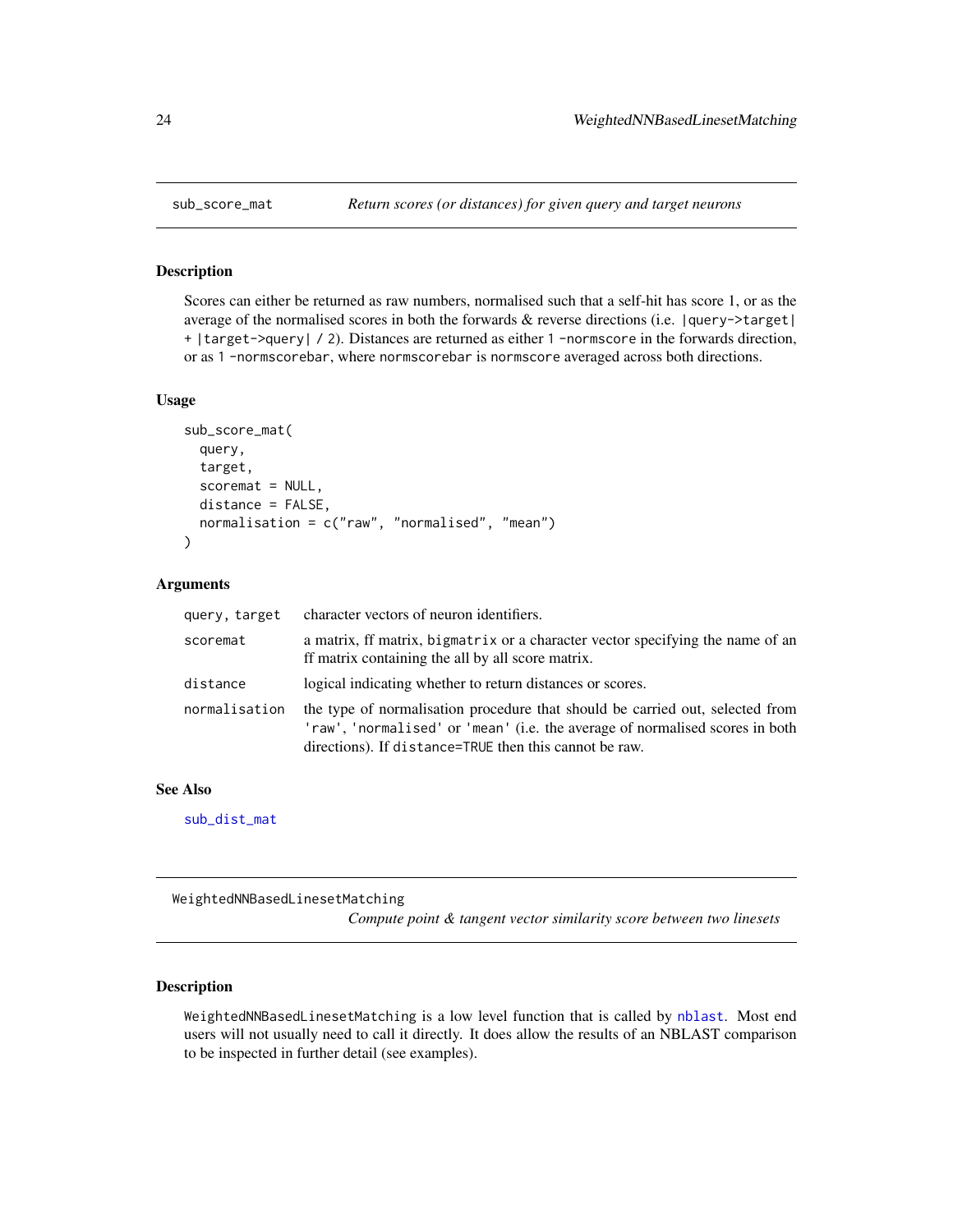## sub_score_mat

*Return scores (or distances) for given query and target neurons*

### Description

Scores can either be returned as raw numbers, normalised such that a self-hit has score 1, or as the average of the normalised scores in both the forwards & reverse directions (i.e. `|query->target| + |target->query| / 2`). Distances are returned as either `1 -normscore` in the forwards direction, or as `1 -normscorebar`, where `normscorebar` is `normscore` averaged across both directions.

### Usage

```
sub_score_mat(
  query,
  target,
  scoremat = NULL,
  distance = FALSE,
  normalisation = c("raw", "normalised", "mean")
)
```

### Arguments

| Argument | Description |
|---|---|
| `query, target` | character vectors of neuron identifiers. |
| `scoremat` | a matrix, ff matrix, `bigmatrix` or a character vector specifying the name of an ff matrix containing the all by all score matrix. |
| `distance` | logical indicating whether to return distances or scores. |
| `normalisation` | the type of normalisation procedure that should be carried out, selected from `'raw'`, `'normalised'` or `'mean'` (i.e. the average of normalised scores in both directions). If `distance=TRUE` then this cannot be raw. |

### See Also

`sub_dist_mat`

## WeightedNNBasedLinesetMatching

*Compute point & tangent vector similarity score between two linesets*

### Description

`WeightedNNBasedLinesetMatching` is a low level function that is called by `nblast`. Most end users will not usually need to call it directly. It does allow the results of an NBLAST comparison to be inspected in further detail (see examples).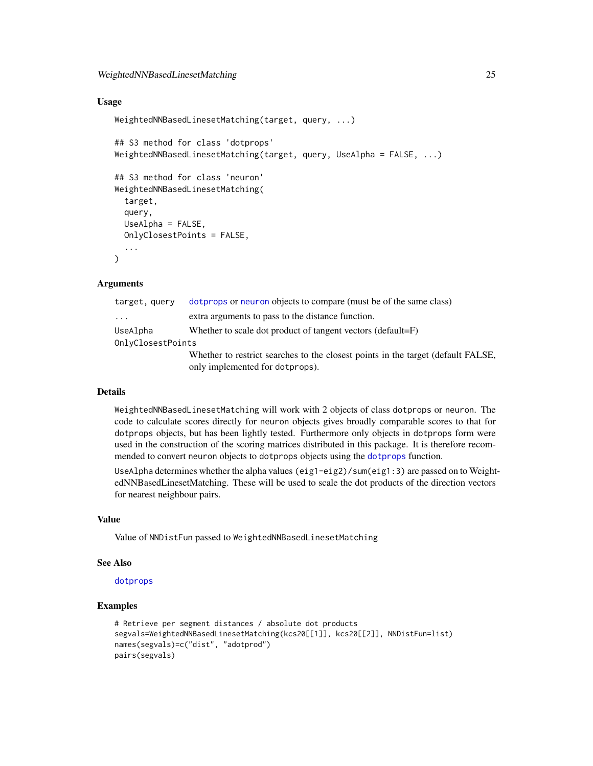### Usage

```
WeightedNNBasedLinesetMatching(target, query, ...)

## S3 method for class 'dotprops'
WeightedNNBasedLinesetMatching(target, query, UseAlpha = FALSE, ...)

## S3 method for class 'neuron'
WeightedNNBasedLinesetMatching(
  target,
  query,
  UseAlpha = FALSE,
  OnlyClosestPoints = FALSE,
  ...
)
```

### Arguments

| | |
|---|---|
| `target, query` | `dotprops` or `neuron` objects to compare (must be of the same class) |
| `...` | extra arguments to pass to the distance function. |
| `UseAlpha` | Whether to scale dot product of tangent vectors (default=F) |
| `OnlyClosestPoints` | Whether to restrict searches to the closest points in the target (default FALSE, only implemented for `dotprops`). |

### Details

`WeightedNNBasedLinesetMatching` will work with 2 objects of class `dotprops` or `neuron`. The code to calculate scores directly for `neuron` objects gives broadly comparable scores to that for `dotprops` objects, but has been lightly tested. Furthermore only objects in `dotprops` form were used in the construction of the scoring matrices distributed in this package. It is therefore recommended to convert `neuron` objects to `dotprops` objects using the `dotprops` function.

`UseAlpha` determines whether the alpha values `(eig1-eig2)/sum(eig1:3)` are passed on to WeightedNNBasedLinesetMatching. These will be used to scale the dot products of the direction vectors for nearest neighbour pairs.

### Value

Value of `NNDistFun` passed to `WeightedNNBasedLinesetMatching`

### See Also

`dotprops`

### Examples

```
# Retrieve per segment distances / absolute dot products
segvals=WeightedNNBasedLinesetMatching(kcs20[[1]], kcs20[[2]], NNDistFun=list)
names(segvals)=c("dist", "adotprod")
pairs(segvals)
```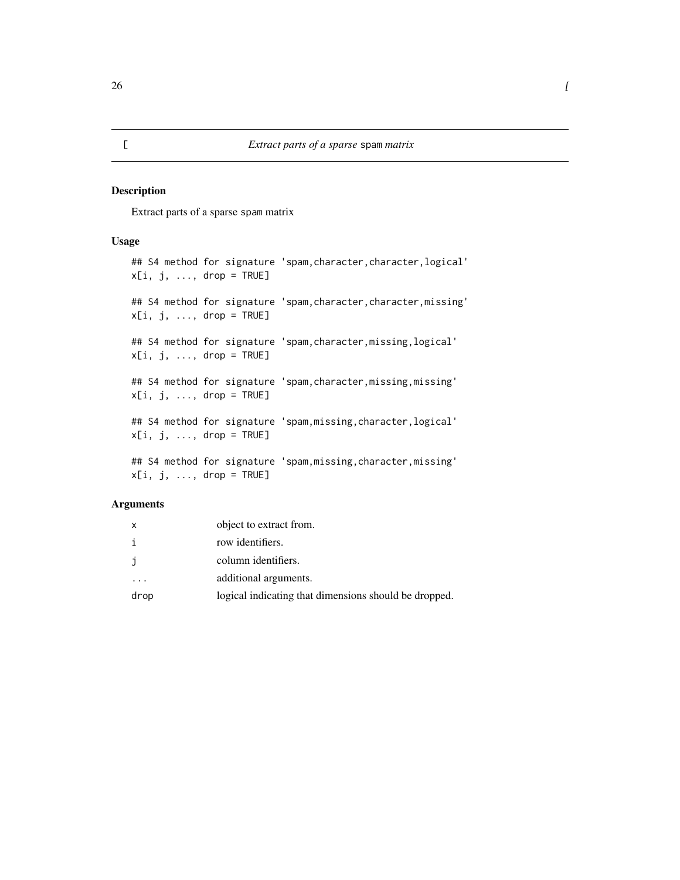# [ Extract parts of a sparse spam matrix

## Description

Extract parts of a sparse spam matrix

## Usage

```
## S4 method for signature 'spam,character,character,logical'
x[i, j, ..., drop = TRUE]

## S4 method for signature 'spam,character,character,missing'
x[i, j, ..., drop = TRUE]

## S4 method for signature 'spam,character,missing,logical'
x[i, j, ..., drop = TRUE]

## S4 method for signature 'spam,character,missing,missing'
x[i, j, ..., drop = TRUE]

## S4 method for signature 'spam,missing,character,logical'
x[i, j, ..., drop = TRUE]

## S4 method for signature 'spam,missing,character,missing'
x[i, j, ..., drop = TRUE]
```

## Arguments

| | |
|---|---|
| x | object to extract from. |
| i | row identifiers. |
| j | column identifiers. |
| ... | additional arguments. |
| drop | logical indicating that dimensions should be dropped. |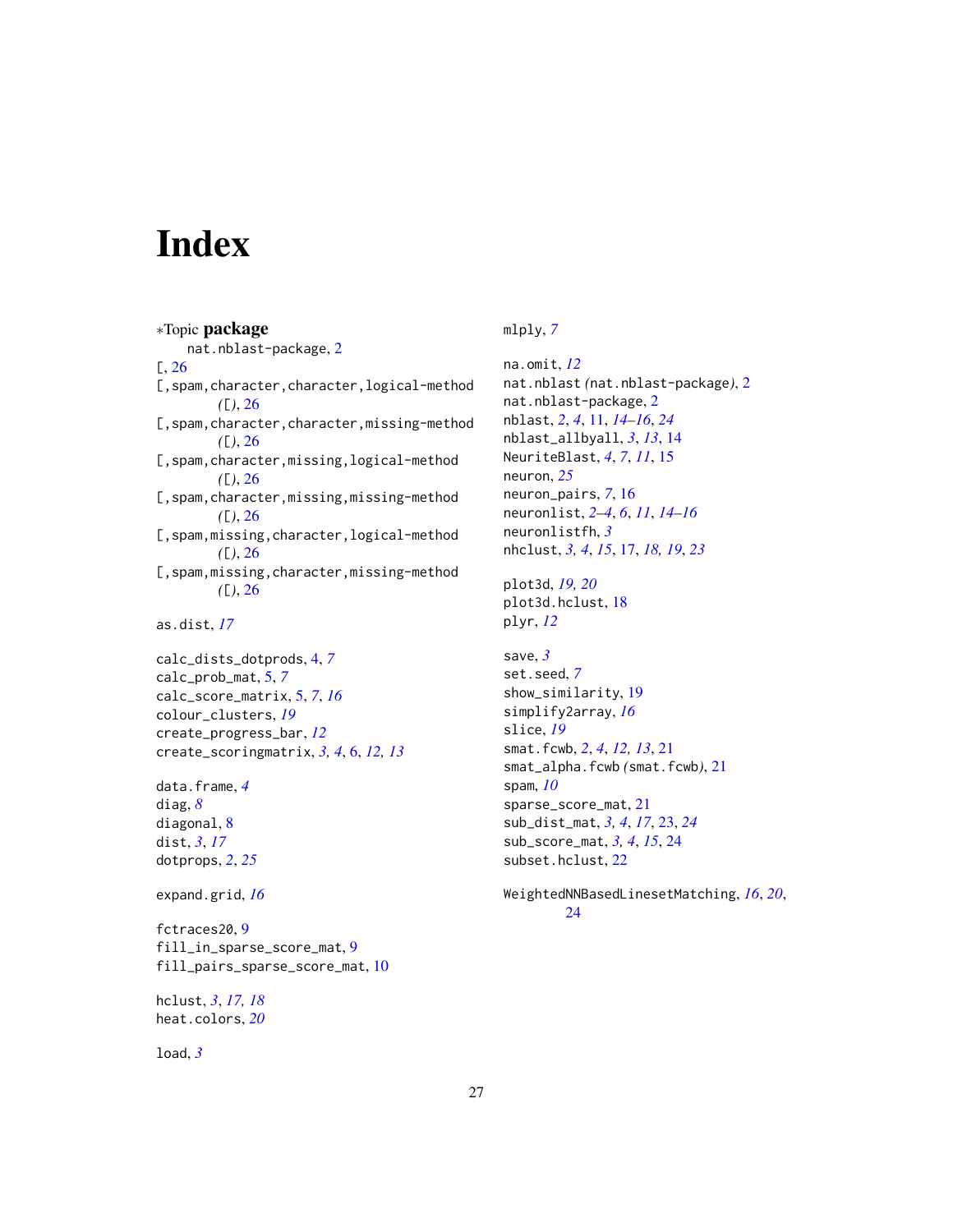# Index

∗Topic **package**
  nat.nblast-package, 2
[, 26
[,spam,character,character,logical-method *([)*, 26
[,spam,character,character,missing-method *([)*, 26
[,spam,character,missing,logical-method *([)*, 26
[,spam,character,missing,missing-method *([)*, 26
[,spam,missing,character,logical-method *([)*, 26
[,spam,missing,character,missing-method *([)*, 26

as.dist, *17*

calc_dists_dotprods, 4, *7*
calc_prob_mat, 5, *7*
calc_score_matrix, 5, *7*, *16*
colour_clusters, *19*
create_progress_bar, *12*
create_scoringmatrix, *3, 4*, 6, *12, 13*

data.frame, *4*
diag, *8*
diagonal, 8
dist, *3*, *17*
dotprops, *2*, *25*

expand.grid, *16*

fctraces20, 9
fill_in_sparse_score_mat, 9
fill_pairs_sparse_score_mat, 10

hclust, *3*, *17, 18*
heat.colors, *20*

load, *3*

mlply, *7*

na.omit, *12*
nat.nblast *(*nat.nblast-package*)*, 2
nat.nblast-package, 2
nblast, *2*, *4*, 11, *14–16*, *24*
nblast_allbyall, *3*, *13*, 14
NeuriteBlast, *4*, *7*, *11*, 15
neuron, *25*
neuron_pairs, *7*, 16
neuronlist, *2–4*, *6*, *11*, *14–16*
neuronlistfh, *3*
nhclust, *3, 4*, *15*, 17, *18, 19*, *23*

plot3d, *19, 20*
plot3d.hclust, 18
plyr, *12*

save, *3*
set.seed, *7*
show_similarity, 19
simplify2array, *16*
slice, *19*
smat.fcwb, *2*, *4*, *12, 13*, 21
smat_alpha.fcwb *(*smat.fcwb*)*, 21
spam, *10*
sparse_score_mat, 21
sub_dist_mat, *3, 4*, *17*, 23, *24*
sub_score_mat, *3, 4*, *15*, 24
subset.hclust, 22

WeightedNNBasedLinesetMatching, *16*, *20*, *24*